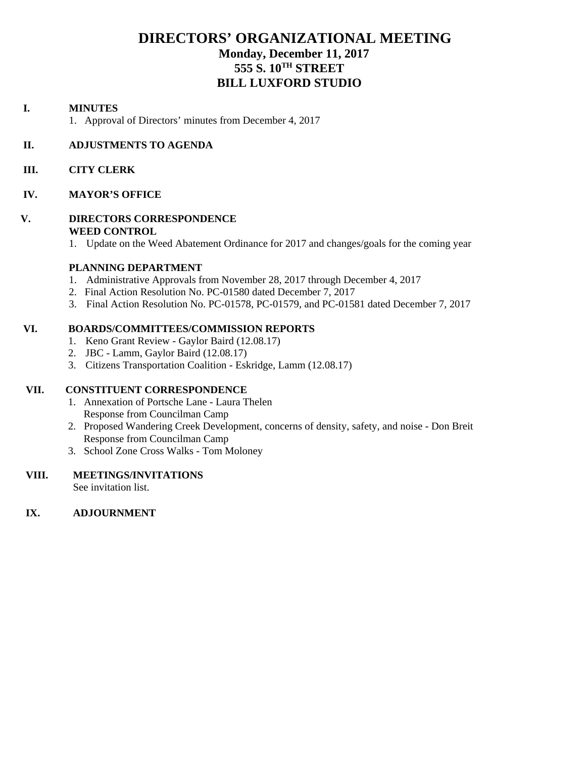# DIRECTORS' ORGANIZATIONAL MEETING

## Monday, December 11, 2017
## 555 S. 10TH STREET
## BILL LUXFORD STUDIO

**I. MINUTES**

1. Approval of Directors' minutes from December 4, 2017

**II. ADJUSTMENTS TO AGENDA**

**III. CITY CLERK**

**IV. MAYOR'S OFFICE**

**V. DIRECTORS CORRESPONDENCE**

**WEED CONTROL**

1. Update on the Weed Abatement Ordinance for 2017 and changes/goals for the coming year

**PLANNING DEPARTMENT**

1. Administrative Approvals from November 28, 2017 through December 4, 2017
2. Final Action Resolution No. PC-01580 dated December 7, 2017
3. Final Action Resolution No. PC-01578, PC-01579, and PC-01581 dated December 7, 2017

**VI. BOARDS/COMMITTEES/COMMISSION REPORTS**

1. Keno Grant Review - Gaylor Baird (12.08.17)
2. JBC - Lamm, Gaylor Baird (12.08.17)
3. Citizens Transportation Coalition - Eskridge, Lamm (12.08.17)

**VII. CONSTITUENT CORRESPONDENCE**

1. Annexation of Portsche Lane - Laura Thelen
   Response from Councilman Camp
2. Proposed Wandering Creek Development, concerns of density, safety, and noise - Don Breit
   Response from Councilman Camp
3. School Zone Cross Walks - Tom Moloney

**VIII. MEETINGS/INVITATIONS**

See invitation list.

**IX. ADJOURNMENT**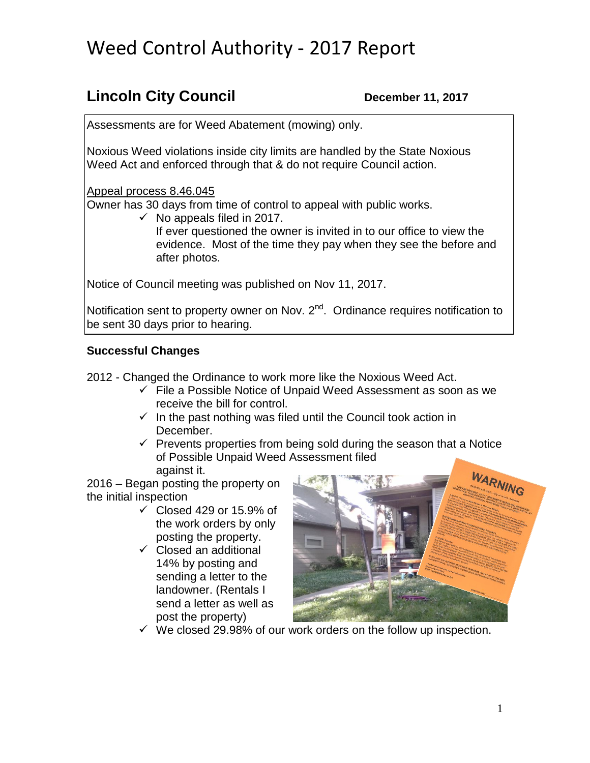# Weed Control Authority - 2017 Report

## Lincoln City Council

**December 11, 2017**

Assessments are for Weed Abatement (mowing) only.

Noxious Weed violations inside city limits are handled by the State Noxious Weed Act and enforced through that & do not require Council action.

Appeal process 8.46.045

Owner has 30 days from time of control to appeal with public works.

- ✓ No appeals filed in 2017.

  If ever questioned the owner is invited in to our office to view the evidence. Most of the time they pay when they see the before and after photos.

Notice of Council meeting was published on Nov 11, 2017.

Notification sent to property owner on Nov. 2nd. Ordinance requires notification to be sent 30 days prior to hearing.

### Successful Changes

2012 - Changed the Ordinance to work more like the Noxious Weed Act.

- ✓ File a Possible Notice of Unpaid Weed Assessment as soon as we receive the bill for control.
- ✓ In the past nothing was filed until the Council took action in December.
- ✓ Prevents properties from being sold during the season that a Notice of Possible Unpaid Weed Assessment filed against it.

2016 – Began posting the property on the initial inspection

- ✓ Closed 429 or 15.9% of the work orders by only posting the property.
- ✓ Closed an additional 14% by posting and sending a letter to the landowner. (Rentals I send a letter as well as post the property)
- ✓ We closed 29.98% of our work orders on the follow up inspection.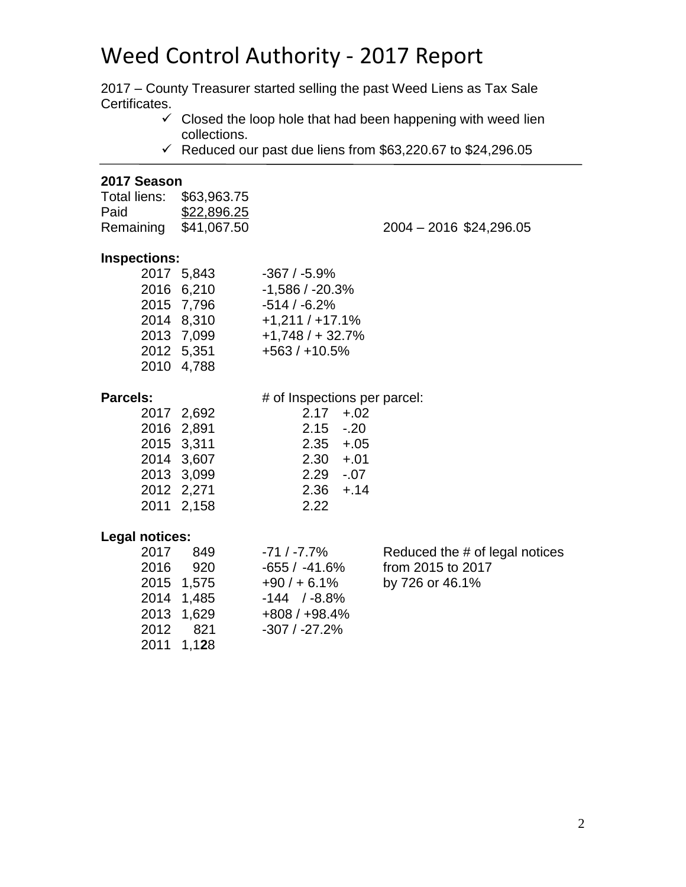# Weed Control Authority - 2017 Report

2017 – County Treasurer started selling the past Weed Liens as Tax Sale Certificates.

- ✓ Closed the loop hole that had been happening with weed lien collections.
- ✓ Reduced our past due liens from $63,220.67 to $24,296.05

---

**2017 Season**

| | | | |
|---|---|---|---|
| Total liens: | $63,963.75 | | |
| Paid | $22,896.25 | | |
| Remaining | $41,067.50 | 2004 – 2016 | $24,296.05 |

**Inspections:**

| Year | Inspections | Change |
|---|---|---|
| 2017 | 5,843 | -367 / -5.9% |
| 2016 | 6,210 | -1,586 / -20.3% |
| 2015 | 7,796 | -514 / -6.2% |
| 2014 | 8,310 | +1,211 / +17.1% |
| 2013 | 7,099 | +1,748 / + 32.7% |
| 2012 | 5,351 | +563 / +10.5% |
| 2010 | 4,788 | |

**Parcels:**

| Year | Parcels | # of Inspections per parcel: | |
|---|---|---|---|
| 2017 | 2,692 | 2.17 | +.02 |
| 2016 | 2,891 | 2.15 | -.20 |
| 2015 | 3,311 | 2.35 | +.05 |
| 2014 | 3,607 | 2.30 | +.01 |
| 2013 | 3,099 | 2.29 | -.07 |
| 2012 | 2,271 | 2.36 | +.14 |
| 2011 | 2,158 | 2.22 | |

**Legal notices:**

| Year | Notices | Change | |
|---|---|---|---|
| 2017 | 849 | -71 / -7.7% | Reduced the # of legal notices |
| 2016 | 920 | -655 / -41.6% | from 2015 to 2017 |
| 2015 | 1,575 | +90 / + 6.1% | by 726 or 46.1% |
| 2014 | 1,485 | -144 / -8.8% | |
| 2013 | 1,629 | +808 / +98.4% | |
| 2012 | 821 | -307 / -27.2% | |
| 2011 | 1,1**2**8 | | |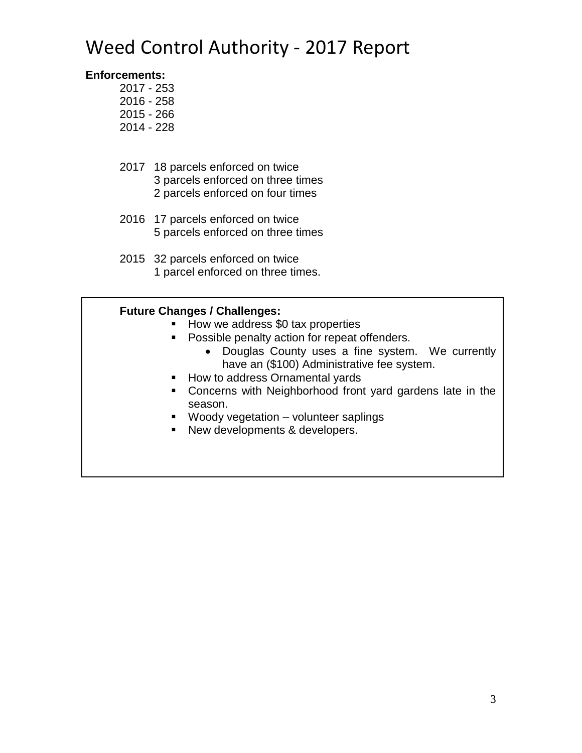# Weed Control Authority - 2017 Report

**Enforcements:**

2017 - 253
2016 - 258
2015 - 266
2014 - 228

2017 18 parcels enforced on twice
3 parcels enforced on three times
2 parcels enforced on four times

2016 17 parcels enforced on twice
5 parcels enforced on three times

2015 32 parcels enforced on twice
1 parcel enforced on three times.

**Future Changes / Challenges:**

- How we address $0 tax properties
- Possible penalty action for repeat offenders.
  - Douglas County uses a fine system. We currently have an ($100) Administrative fee system.
- How to address Ornamental yards
- Concerns with Neighborhood front yard gardens late in the season.
- Woody vegetation – volunteer saplings
- New developments & developers.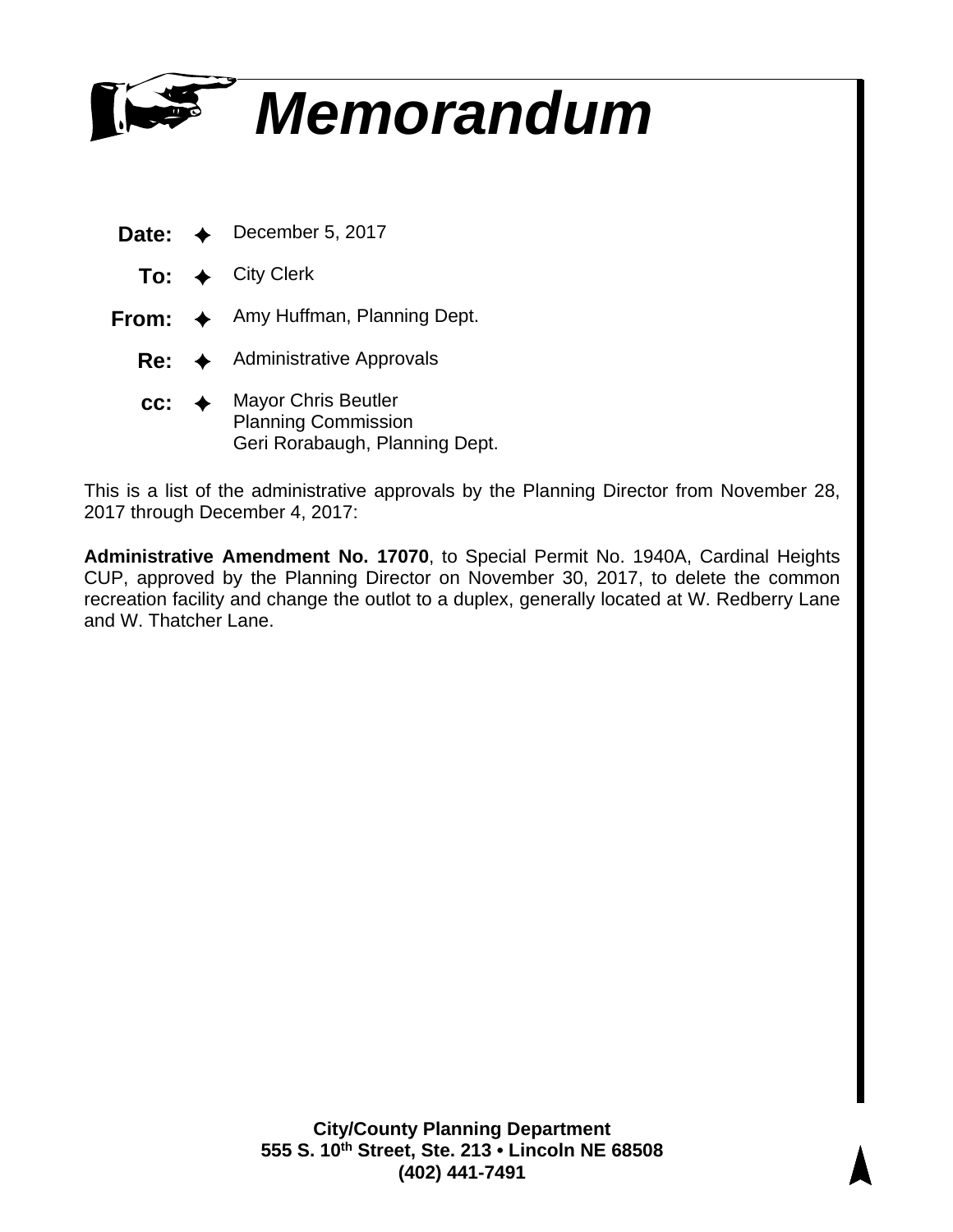# Memorandum

**Date:** ✦ December 5, 2017

**To:** ✦ City Clerk

**From:** ✦ Amy Huffman, Planning Dept.

**Re:** ✦ Administrative Approvals

**cc:** ✦ Mayor Chris Beutler
Planning Commission
Geri Rorabaugh, Planning Dept.

This is a list of the administrative approvals by the Planning Director from November 28, 2017 through December 4, 2017:

**Administrative Amendment No. 17070**, to Special Permit No. 1940A, Cardinal Heights CUP, approved by the Planning Director on November 30, 2017, to delete the common recreation facility and change the outlot to a duplex, generally located at W. Redberry Lane and W. Thatcher Lane.

**City/County Planning Department**
**555 S. 10th Street, Ste. 213 • Lincoln NE 68508**
**(402) 441-7491**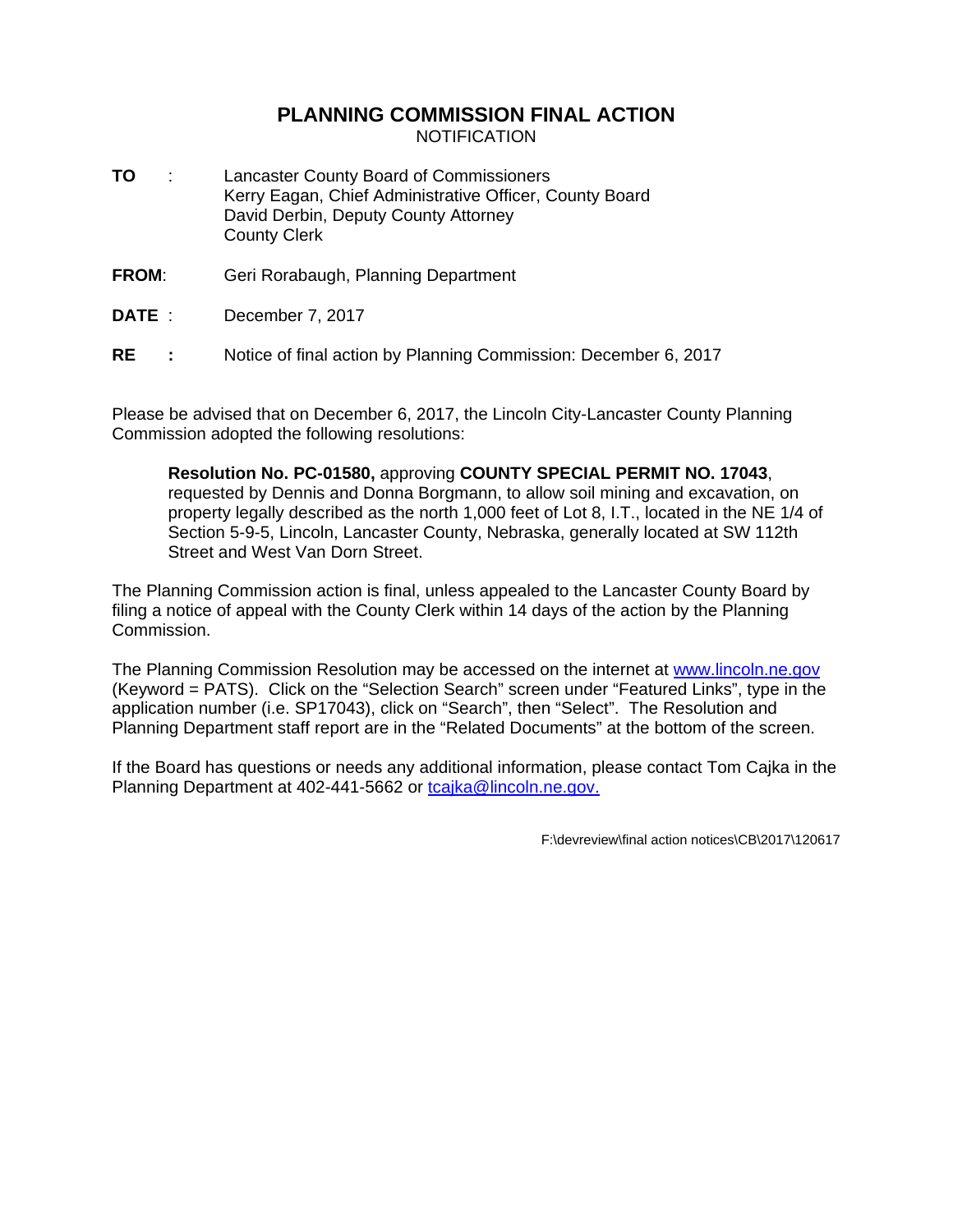# PLANNING COMMISSION FINAL ACTION

NOTIFICATION

**TO** : Lancaster County Board of Commissioners
Kerry Eagan, Chief Administrative Officer, County Board
David Derbin, Deputy County Attorney
County Clerk

**FROM**: Geri Rorabaugh, Planning Department

**DATE** : December 7, 2017

**RE** **:** Notice of final action by Planning Commission: December 6, 2017

Please be advised that on December 6, 2017, the Lincoln City-Lancaster County Planning Commission adopted the following resolutions:

> **Resolution No. PC-01580,** approving **COUNTY SPECIAL PERMIT NO. 17043**, requested by Dennis and Donna Borgmann, to allow soil mining and excavation, on property legally described as the north 1,000 feet of Lot 8, I.T., located in the NE 1/4 of Section 5-9-5, Lincoln, Lancaster County, Nebraska, generally located at SW 112th Street and West Van Dorn Street.

The Planning Commission action is final, unless appealed to the Lancaster County Board by filing a notice of appeal with the County Clerk within 14 days of the action by the Planning Commission.

The Planning Commission Resolution may be accessed on the internet at [www.lincoln.ne.gov](http://www.lincoln.ne.gov) (Keyword = PATS). Click on the "Selection Search" screen under "Featured Links", type in the application number (i.e. SP17043), click on "Search", then "Select". The Resolution and Planning Department staff report are in the "Related Documents" at the bottom of the screen.

If the Board has questions or needs any additional information, please contact Tom Cajka in the Planning Department at 402-441-5662 or [tcajka@lincoln.ne.gov.](mailto:tcajka@lincoln.ne.gov)

F:\devreview\final action notices\CB\2017\120617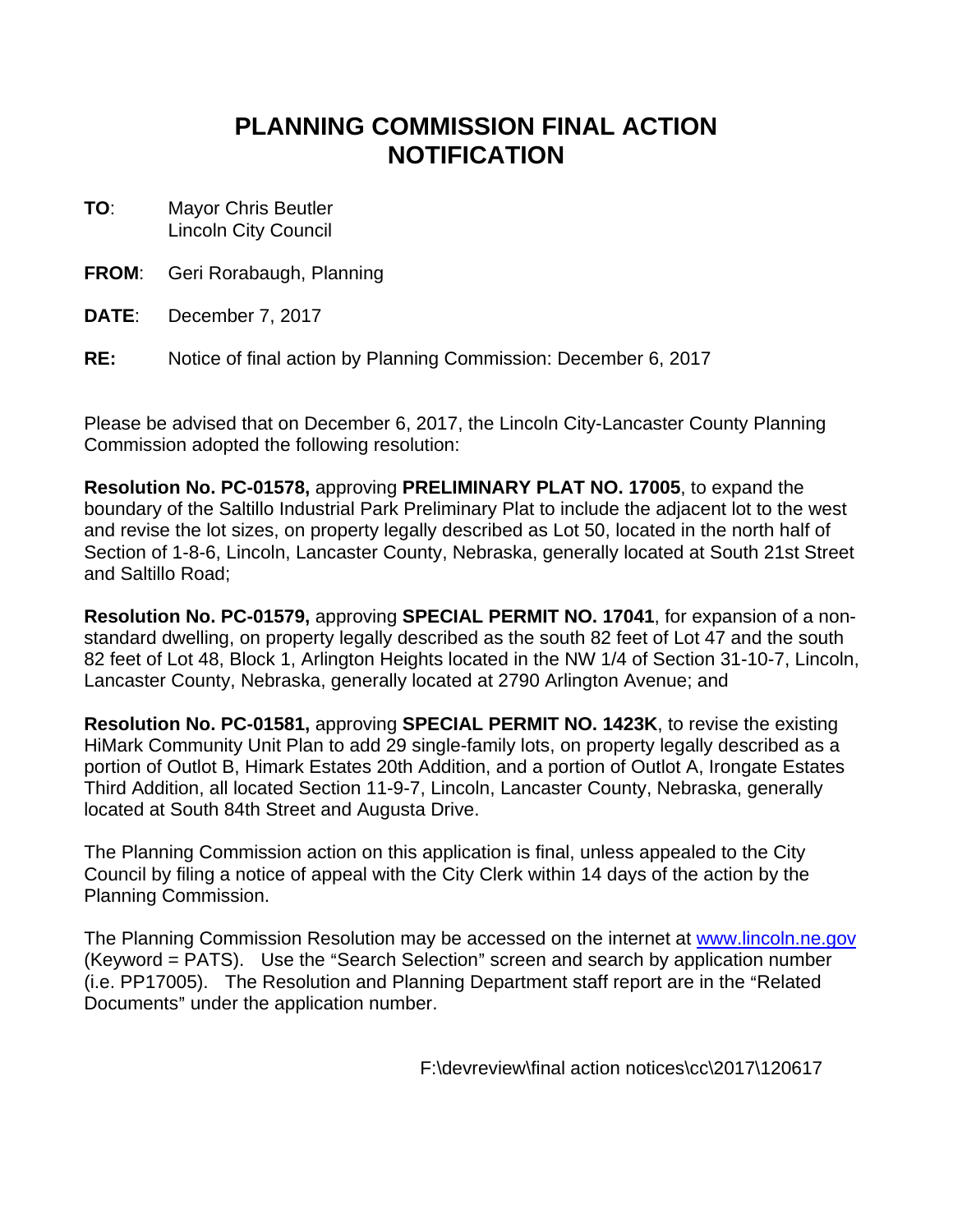# PLANNING COMMISSION FINAL ACTION NOTIFICATION

**TO**: Mayor Chris Beutler
Lincoln City Council

**FROM**: Geri Rorabaugh, Planning

**DATE**: December 7, 2017

**RE:** Notice of final action by Planning Commission: December 6, 2017

Please be advised that on December 6, 2017, the Lincoln City-Lancaster County Planning Commission adopted the following resolution:

**Resolution No. PC-01578,** approving **PRELIMINARY PLAT NO. 17005**, to expand the boundary of the Saltillo Industrial Park Preliminary Plat to include the adjacent lot to the west and revise the lot sizes, on property legally described as Lot 50, located in the north half of Section of 1-8-6, Lincoln, Lancaster County, Nebraska, generally located at South 21st Street and Saltillo Road;

**Resolution No. PC-01579,** approving **SPECIAL PERMIT NO. 17041**, for expansion of a non-standard dwelling, on property legally described as the south 82 feet of Lot 47 and the south 82 feet of Lot 48, Block 1, Arlington Heights located in the NW 1/4 of Section 31-10-7, Lincoln, Lancaster County, Nebraska, generally located at 2790 Arlington Avenue; and

**Resolution No. PC-01581,** approving **SPECIAL PERMIT NO. 1423K**, to revise the existing HiMark Community Unit Plan to add 29 single-family lots, on property legally described as a portion of Outlot B, Himark Estates 20th Addition, and a portion of Outlot A, Irongate Estates Third Addition, all located Section 11-9-7, Lincoln, Lancaster County, Nebraska, generally located at South 84th Street and Augusta Drive.

The Planning Commission action on this application is final, unless appealed to the City Council by filing a notice of appeal with the City Clerk within 14 days of the action by the Planning Commission.

The Planning Commission Resolution may be accessed on the internet at [www.lincoln.ne.gov](www.lincoln.ne.gov) (Keyword = PATS). Use the "Search Selection" screen and search by application number (i.e. PP17005). The Resolution and Planning Department staff report are in the "Related Documents" under the application number.

F:\devreview\final action notices\cc\2017\120617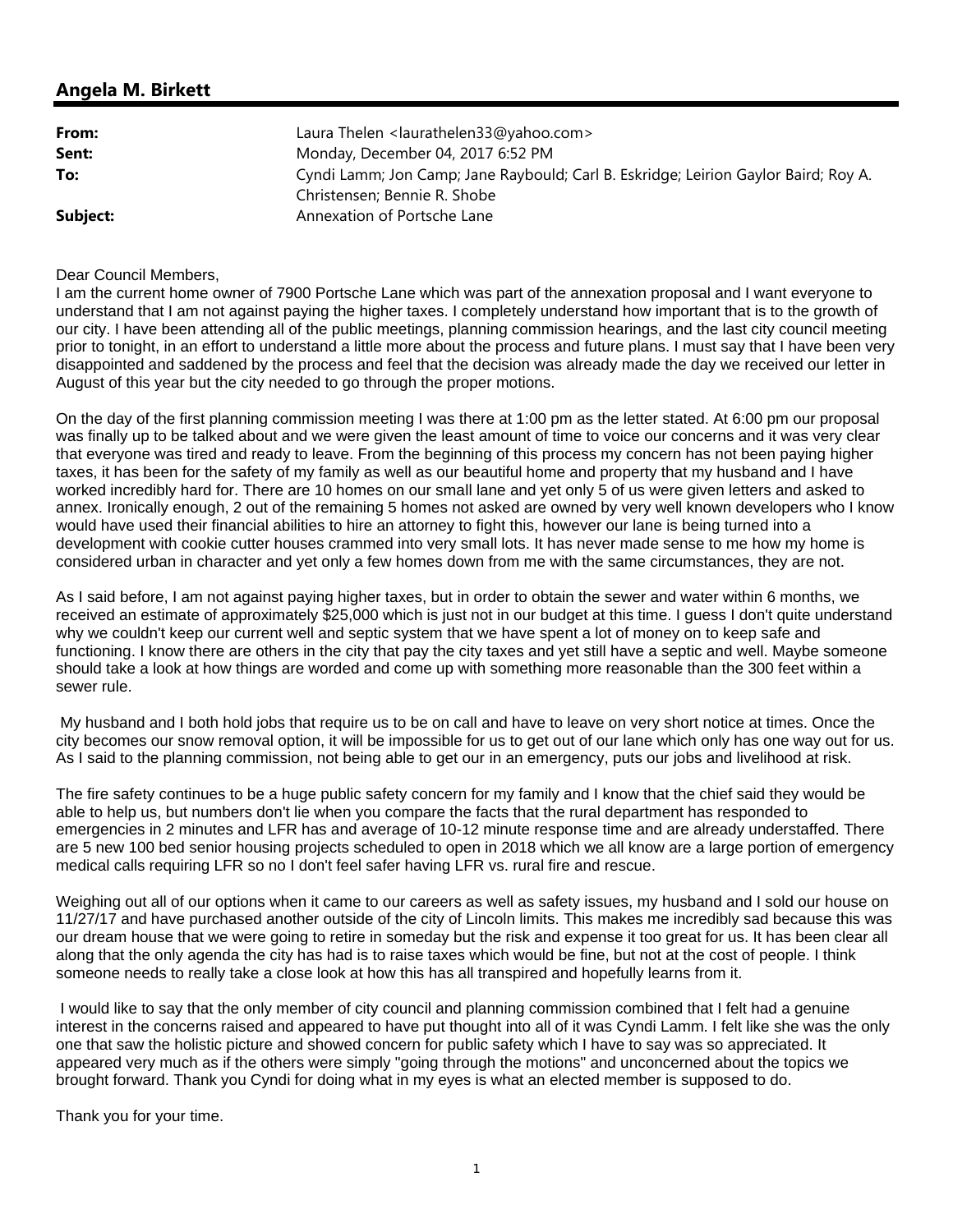## Angela M. Birkett

| | |
|---|---|
| **From:** | Laura Thelen <laurathelen33@yahoo.com> |
| **Sent:** | Monday, December 04, 2017 6:52 PM |
| **To:** | Cyndi Lamm; Jon Camp; Jane Raybould; Carl B. Eskridge; Leirion Gaylor Baird; Roy A. Christensen; Bennie R. Shobe |
| **Subject:** | Annexation of Portsche Lane |

Dear Council Members,
I am the current home owner of 7900 Portsche Lane which was part of the annexation proposal and I want everyone to understand that I am not against paying the higher taxes. I completely understand how important that is to the growth of our city. I have been attending all of the public meetings, planning commission hearings, and the last city council meeting prior to tonight, in an effort to understand a little more about the process and future plans. I must say that I have been very disappointed and saddened by the process and feel that the decision was already made the day we received our letter in August of this year but the city needed to go through the proper motions.

On the day of the first planning commission meeting I was there at 1:00 pm as the letter stated. At 6:00 pm our proposal was finally up to be talked about and we were given the least amount of time to voice our concerns and it was very clear that everyone was tired and ready to leave. From the beginning of this process my concern has not been paying higher taxes, it has been for the safety of my family as well as our beautiful home and property that my husband and I have worked incredibly hard for. There are 10 homes on our small lane and yet only 5 of us were given letters and asked to annex. Ironically enough, 2 out of the remaining 5 homes not asked are owned by very well known developers who I know would have used their financial abilities to hire an attorney to fight this, however our lane is being turned into a development with cookie cutter houses crammed into very small lots. It has never made sense to me how my home is considered urban in character and yet only a few homes down from me with the same circumstances, they are not.

As I said before, I am not against paying higher taxes, but in order to obtain the sewer and water within 6 months, we received an estimate of approximately $25,000 which is just not in our budget at this time. I guess I don't quite understand why we couldn't keep our current well and septic system that we have spent a lot of money on to keep safe and functioning. I know there are others in the city that pay the city taxes and yet still have a septic and well. Maybe someone should take a look at how things are worded and come up with something more reasonable than the 300 feet within a sewer rule.

My husband and I both hold jobs that require us to be on call and have to leave on very short notice at times. Once the city becomes our snow removal option, it will be impossible for us to get out of our lane which only has one way out for us. As I said to the planning commission, not being able to get our in an emergency, puts our jobs and livelihood at risk.

The fire safety continues to be a huge public safety concern for my family and I know that the chief said they would be able to help us, but numbers don't lie when you compare the facts that the rural department has responded to emergencies in 2 minutes and LFR has and average of 10-12 minute response time and are already understaffed. There are 5 new 100 bed senior housing projects scheduled to open in 2018 which we all know are a large portion of emergency medical calls requiring LFR so no I don't feel safer having LFR vs. rural fire and rescue.

Weighing out all of our options when it came to our careers as well as safety issues, my husband and I sold our house on 11/27/17 and have purchased another outside of the city of Lincoln limits. This makes me incredibly sad because this was our dream house that we were going to retire in someday but the risk and expense it too great for us. It has been clear all along that the only agenda the city has had is to raise taxes which would be fine, but not at the cost of people. I think someone needs to really take a close look at how this has all transpired and hopefully learns from it.

I would like to say that the only member of city council and planning commission combined that I felt had a genuine interest in the concerns raised and appeared to have put thought into all of it was Cyndi Lamm. I felt like she was the only one that saw the holistic picture and showed concern for public safety which I have to say was so appreciated. It appeared very much as if the others were simply "going through the motions" and unconcerned about the topics we brought forward. Thank you Cyndi for doing what in my eyes is what an elected member is supposed to do.

Thank you for your time.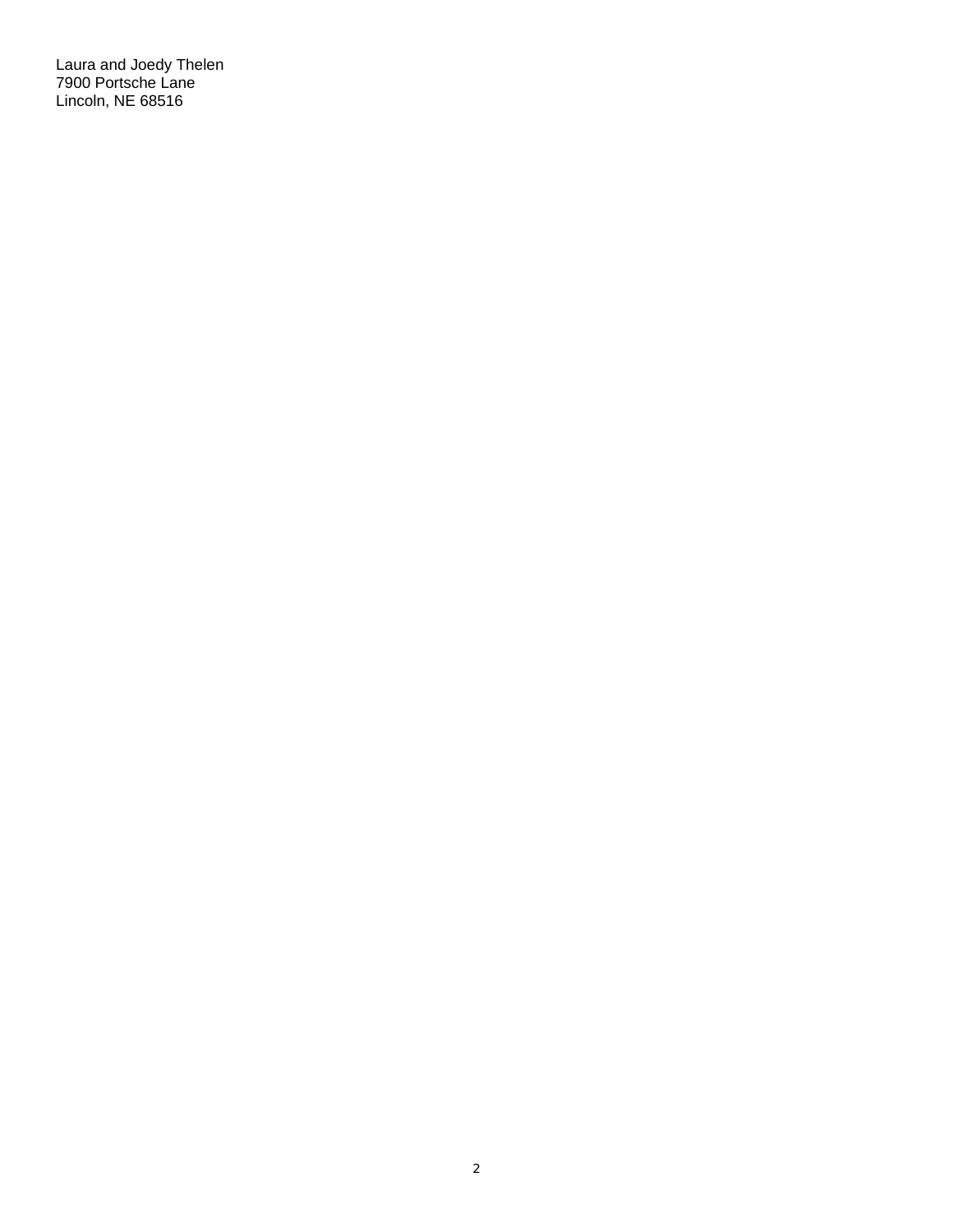Laura and Joedy Thelen
7900 Portsche Lane
Lincoln, NE 68516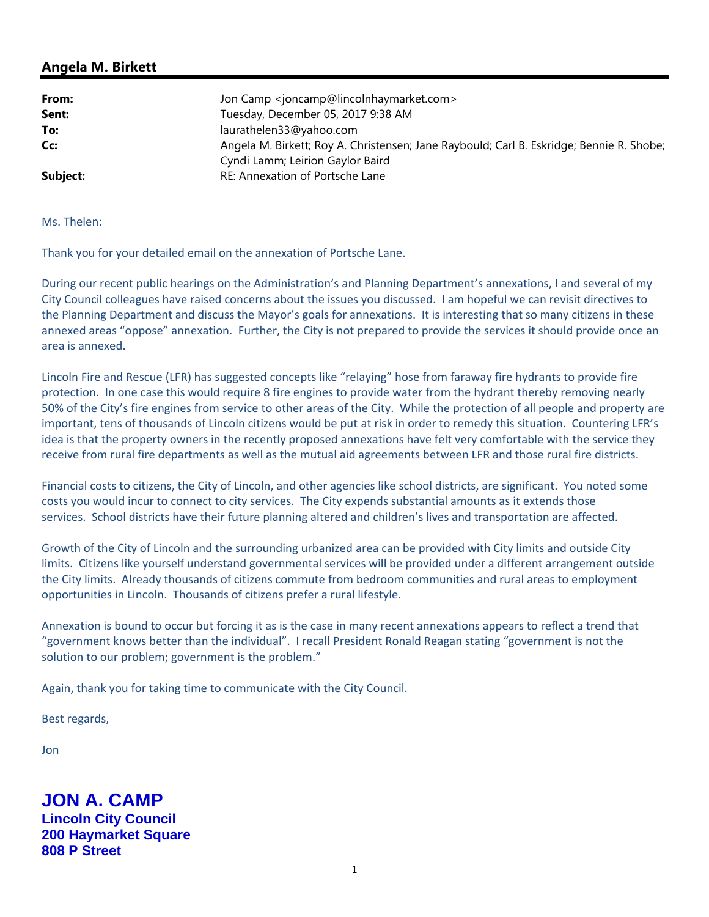## Angela M. Birkett

| | |
|---|---|
| **From:** | Jon Camp <joncamp@lincolnhaymarket.com> |
| **Sent:** | Tuesday, December 05, 2017 9:38 AM |
| **To:** | laurathelen33@yahoo.com |
| **Cc:** | Angela M. Birkett; Roy A. Christensen; Jane Raybould; Carl B. Eskridge; Bennie R. Shobe; Cyndi Lamm; Leirion Gaylor Baird |
| **Subject:** | RE: Annexation of Portsche Lane |

Ms. Thelen:

Thank you for your detailed email on the annexation of Portsche Lane.

During our recent public hearings on the Administration's and Planning Department's annexations, I and several of my City Council colleagues have raised concerns about the issues you discussed. I am hopeful we can revisit directives to the Planning Department and discuss the Mayor's goals for annexations. It is interesting that so many citizens in these annexed areas "oppose" annexation. Further, the City is not prepared to provide the services it should provide once an area is annexed.

Lincoln Fire and Rescue (LFR) has suggested concepts like "relaying" hose from faraway fire hydrants to provide fire protection. In one case this would require 8 fire engines to provide water from the hydrant thereby removing nearly 50% of the City's fire engines from service to other areas of the City. While the protection of all people and property are important, tens of thousands of Lincoln citizens would be put at risk in order to remedy this situation. Countering LFR's idea is that the property owners in the recently proposed annexations have felt very comfortable with the service they receive from rural fire departments as well as the mutual aid agreements between LFR and those rural fire districts.

Financial costs to citizens, the City of Lincoln, and other agencies like school districts, are significant. You noted some costs you would incur to connect to city services. The City expends substantial amounts as it extends those services. School districts have their future planning altered and children's lives and transportation are affected.

Growth of the City of Lincoln and the surrounding urbanized area can be provided with City limits and outside City limits. Citizens like yourself understand governmental services will be provided under a different arrangement outside the City limits. Already thousands of citizens commute from bedroom communities and rural areas to employment opportunities in Lincoln. Thousands of citizens prefer a rural lifestyle.

Annexation is bound to occur but forcing it as is the case in many recent annexations appears to reflect a trend that "government knows better than the individual". I recall President Ronald Reagan stating "government is not the solution to our problem; government is the problem."

Again, thank you for taking time to communicate with the City Council.

Best regards,

Jon

**JON A. CAMP**
**Lincoln City Council**
**200 Haymarket Square**
**808 P Street**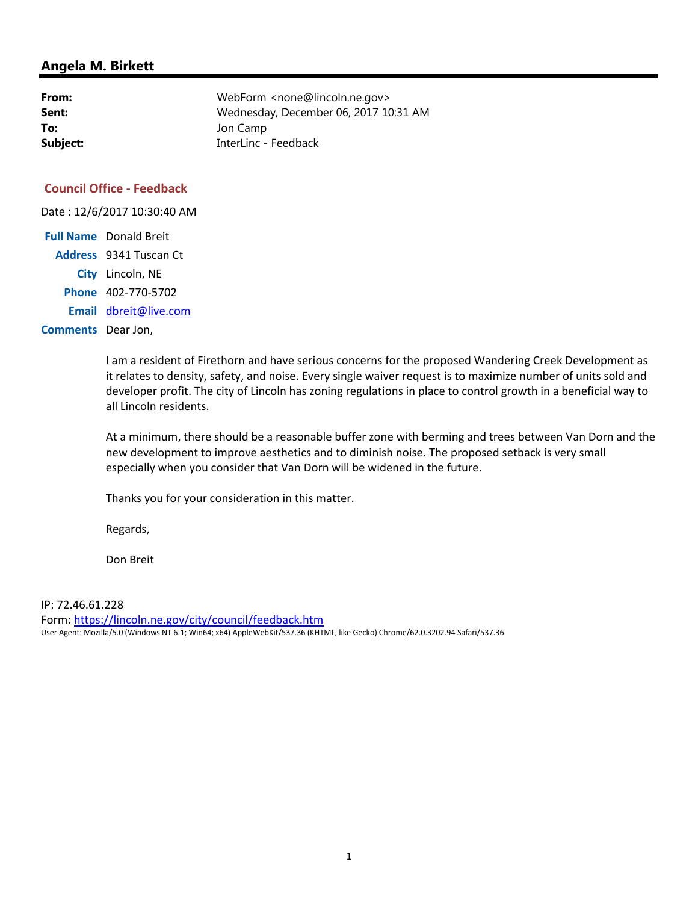## Angela M. Birkett

| | |
|---|---|
| **From:** | WebForm <none@lincoln.ne.gov> |
| **Sent:** | Wednesday, December 06, 2017 10:31 AM |
| **To:** | Jon Camp |
| **Subject:** | InterLinc - Feedback |

### Council Office - Feedback

Date : 12/6/2017 10:30:40 AM

**Full Name** Donald Breit

**Address** 9341 Tuscan Ct

**City** Lincoln, NE

**Phone** 402-770-5702

**Email** dbreit@live.com

**Comments** Dear Jon,

I am a resident of Firethorn and have serious concerns for the proposed Wandering Creek Development as it relates to density, safety, and noise. Every single waiver request is to maximize number of units sold and developer profit. The city of Lincoln has zoning regulations in place to control growth in a beneficial way to all Lincoln residents.

At a minimum, there should be a reasonable buffer zone with berming and trees between Van Dorn and the new development to improve aesthetics and to diminish noise. The proposed setback is very small especially when you consider that Van Dorn will be widened in the future.

Thanks you for your consideration in this matter.

Regards,

Don Breit

IP: 72.46.61.228

Form: https://lincoln.ne.gov/city/council/feedback.htm

User Agent: Mozilla/5.0 (Windows NT 6.1; Win64; x64) AppleWebKit/537.36 (KHTML, like Gecko) Chrome/62.0.3202.94 Safari/537.36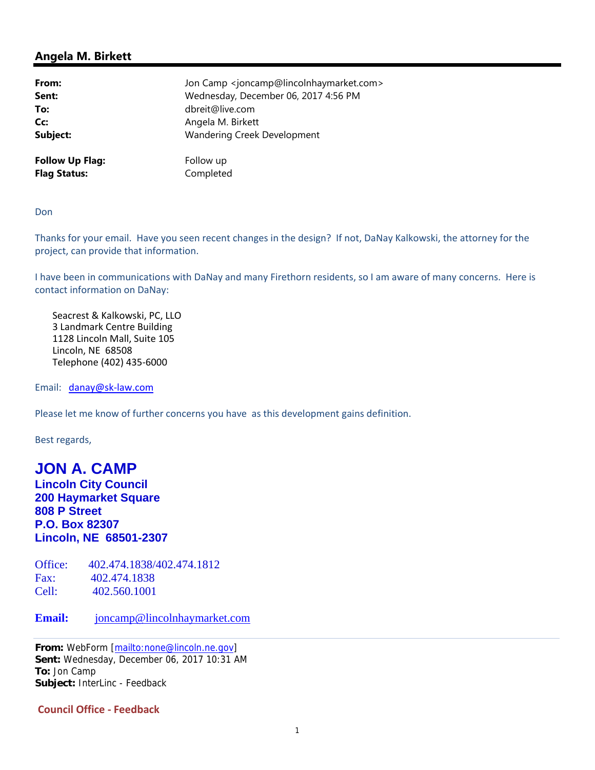## Angela M. Birkett

| | |
|---|---|
| **From:** | Jon Camp <joncamp@lincolnhaymarket.com> |
| **Sent:** | Wednesday, December 06, 2017 4:56 PM |
| **To:** | dbreit@live.com |
| **Cc:** | Angela M. Birkett |
| **Subject:** | Wandering Creek Development |
| **Follow Up Flag:** | Follow up |
| **Flag Status:** | Completed |

Don

Thanks for your email. Have you seen recent changes in the design? If not, DaNay Kalkowski, the attorney for the project, can provide that information.

I have been in communications with DaNay and many Firethorn residents, so I am aware of many concerns. Here is contact information on DaNay:

Seacrest & Kalkowski, PC, LLO
3 Landmark Centre Building
1128 Lincoln Mall, Suite 105
Lincoln, NE 68508
Telephone (402) 435-6000

Email: danay@sk-law.com

Please let me know of further concerns you have as this development gains definition.

Best regards,

**JON A. CAMP**
**Lincoln City Council**
**200 Haymarket Square**
**808 P Street**
**P.O. Box 82307**
**Lincoln, NE 68501-2307**

Office: 402.474.1838/402.474.1812
Fax: 402.474.1838
Cell: 402.560.1001

**Email:** joncamp@lincolnhaymarket.com

---

**From:** WebForm [mailto:none@lincoln.ne.gov]
**Sent:** Wednesday, December 06, 2017 10:31 AM
**To:** Jon Camp
**Subject:** InterLinc - Feedback

**Council Office - Feedback**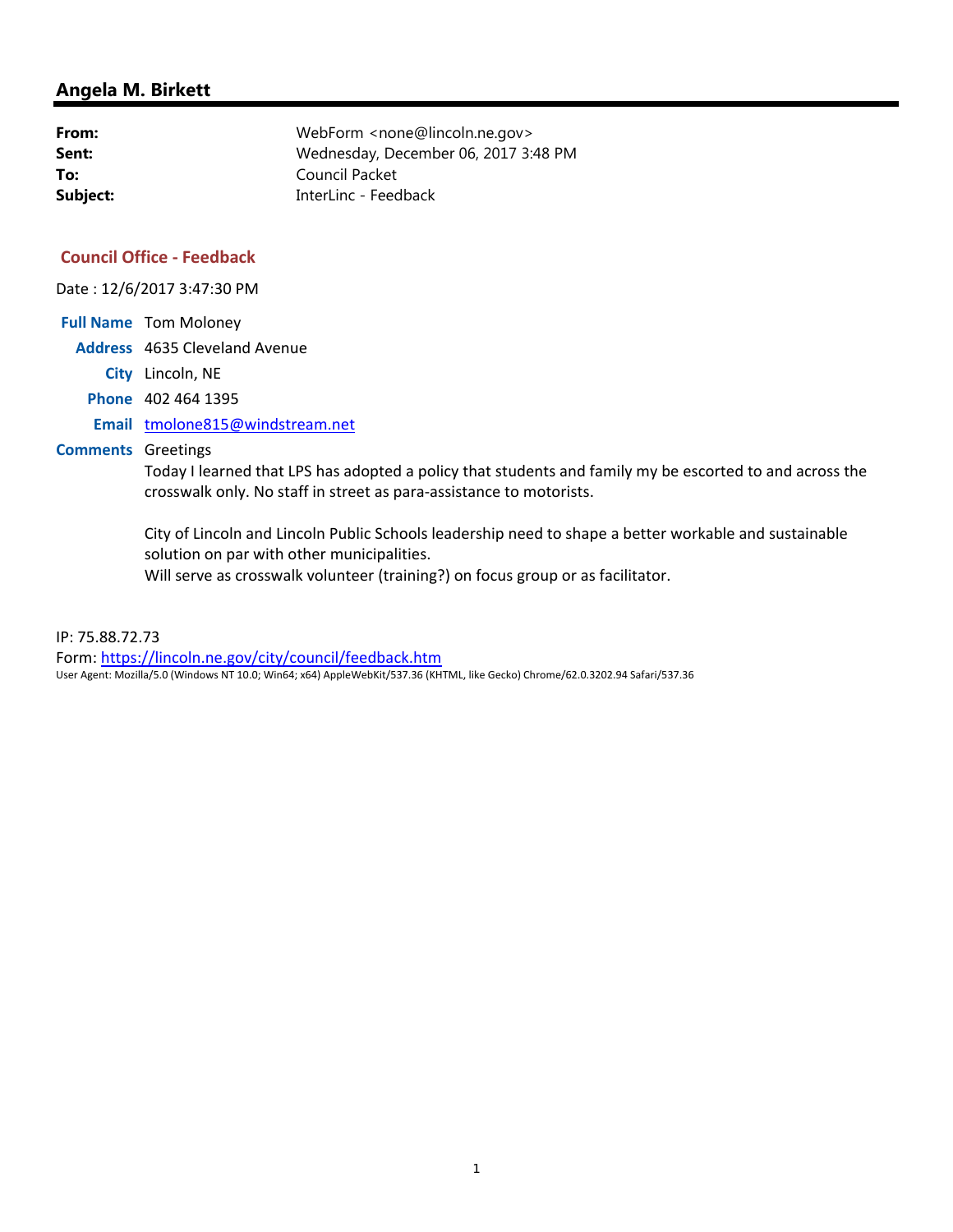## Angela M. Birkett

| | |
|---|---|
| **From:** | WebForm <none@lincoln.ne.gov> |
| **Sent:** | Wednesday, December 06, 2017 3:48 PM |
| **To:** | Council Packet |
| **Subject:** | InterLinc - Feedback |

### Council Office - Feedback

Date : 12/6/2017 3:47:30 PM

**Full Name** Tom Moloney

**Address** 4635 Cleveland Avenue

**City** Lincoln, NE

**Phone** 402 464 1395

**Email** tmolone815@windstream.net

**Comments** Greetings

Today I learned that LPS has adopted a policy that students and family my be escorted to and across the crosswalk only. No staff in street as para-assistance to motorists.

City of Lincoln and Lincoln Public Schools leadership need to shape a better workable and sustainable solution on par with other municipalities.
Will serve as crosswalk volunteer (training?) on focus group or as facilitator.

IP: 75.88.72.73

Form: https://lincoln.ne.gov/city/council/feedback.htm

User Agent: Mozilla/5.0 (Windows NT 10.0; Win64; x64) AppleWebKit/537.36 (KHTML, like Gecko) Chrome/62.0.3202.94 Safari/537.36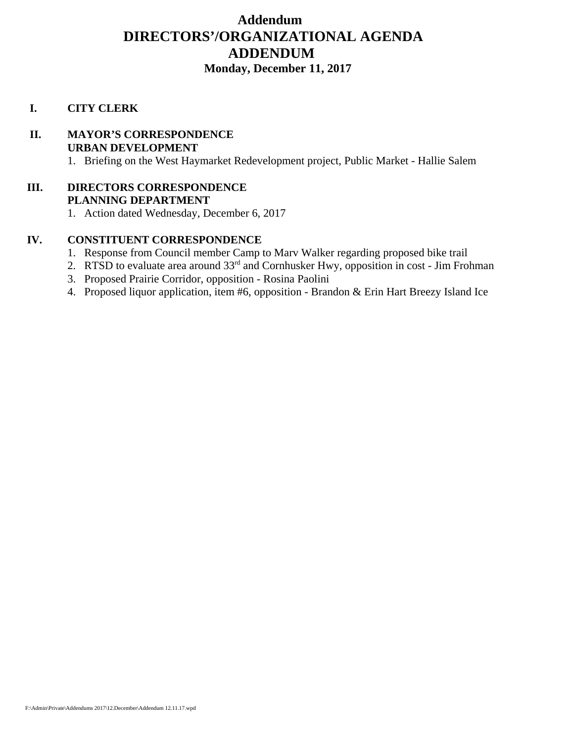# Addendum
# DIRECTORS'/ORGANIZATIONAL AGENDA
# ADDENDUM
**Monday, December 11, 2017**

## I. CITY CLERK

## II. MAYOR'S CORRESPONDENCE
**URBAN DEVELOPMENT**

1. Briefing on the West Haymarket Redevelopment project, Public Market - Hallie Salem

## III. DIRECTORS CORRESPONDENCE
**PLANNING DEPARTMENT**

1. Action dated Wednesday, December 6, 2017

## IV. CONSTITUENT CORRESPONDENCE

1. Response from Council member Camp to Marv Walker regarding proposed bike trail
2. RTSD to evaluate area around 33rd and Cornhusker Hwy, opposition in cost - Jim Frohman
3. Proposed Prairie Corridor, opposition - Rosina Paolini
4. Proposed liquor application, item #6, opposition - Brandon & Erin Hart Breezy Island Ice

F:\Admin\Private\Addendums 2017\12.December\Addendum 12.11.17.wpd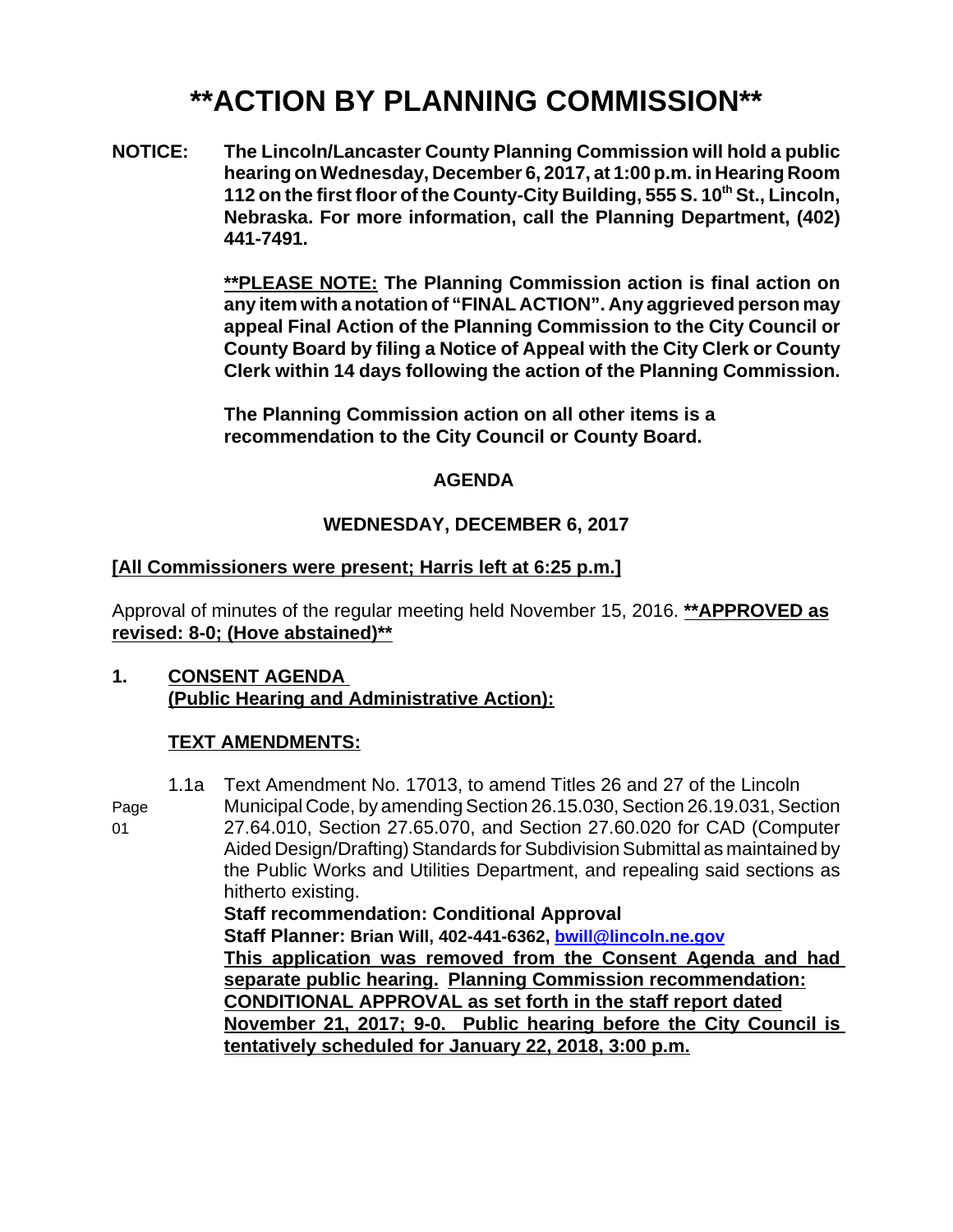# **ACTION BY PLANNING COMMISSION**

**NOTICE:** **The Lincoln/Lancaster County Planning Commission will hold a public hearing on Wednesday, December 6, 2017, at 1:00 p.m. in Hearing Room 112 on the first floor of the County-City Building, 555 S. 10th St., Lincoln, Nebraska. For more information, call the Planning Department, (402) 441-7491.**

**PLEASE NOTE: The Planning Commission action is final action on any item with a notation of "FINAL ACTION". Any aggrieved person may appeal Final Action of the Planning Commission to the City Council or County Board by filing a Notice of Appeal with the City Clerk or County Clerk within 14 days following the action of the Planning Commission.**

**The Planning Commission action on all other items is a recommendation to the City Council or County Board.**

**AGENDA**

**WEDNESDAY, DECEMBER 6, 2017**

**[All Commissioners were present; Harris left at 6:25 p.m.]**

Approval of minutes of the regular meeting held November 15, 2016. **APPROVED as revised: 8-0; (Hove abstained)**

**1. CONSENT AGENDA**
**(Public Hearing and Administrative Action):**

**TEXT AMENDMENTS:**

Page 01

1.1a Text Amendment No. 17013, to amend Titles 26 and 27 of the Lincoln Municipal Code, by amending Section 26.15.030, Section 26.19.031, Section 27.64.010, Section 27.65.070, and Section 27.60.020 for CAD (Computer Aided Design/Drafting) Standards for Subdivision Submittal as maintained by the Public Works and Utilities Department, and repealing said sections as hitherto existing.
**Staff recommendation: Conditional Approval**
**Staff Planner: Brian Will, 402-441-6362, bwill@lincoln.ne.gov**
**This application was removed from the Consent Agenda and had separate public hearing. Planning Commission recommendation: CONDITIONAL APPROVAL as set forth in the staff report dated November 21, 2017; 9-0. Public hearing before the City Council is tentatively scheduled for January 22, 2018, 3:00 p.m.**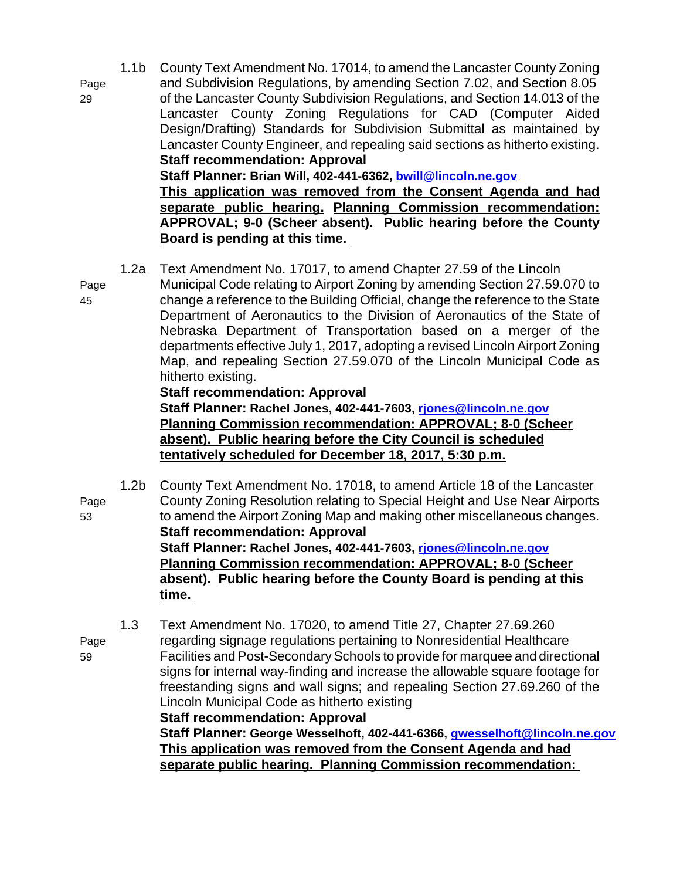1.1b County Text Amendment No. 17014, to amend the Lancaster County Zoning and Subdivision Regulations, by amending Section 7.02, and Section 8.05 of the Lancaster County Subdivision Regulations, and Section 14.013 of the Lancaster County Zoning Regulations for CAD (Computer Aided Design/Drafting) Standards for Subdivision Submittal as maintained by Lancaster County Engineer, and repealing said sections as hitherto existing.

Page 29

**Staff recommendation: Approval**
**Staff Planner: Brian Will, 402-441-6362, bwill@lincoln.ne.gov**
**This application was removed from the Consent Agenda and had separate public hearing. Planning Commission recommendation: APPROVAL; 9-0 (Scheer absent). Public hearing before the County Board is pending at this time.**

1.2a Text Amendment No. 17017, to amend Chapter 27.59 of the Lincoln Municipal Code relating to Airport Zoning by amending Section 27.59.070 to change a reference to the Building Official, change the reference to the State Department of Aeronautics to the Division of Aeronautics of the State of Nebraska Department of Transportation based on a merger of the departments effective July 1, 2017, adopting a revised Lincoln Airport Zoning Map, and repealing Section 27.59.070 of the Lincoln Municipal Code as hitherto existing.

Page 45

**Staff recommendation: Approval**
**Staff Planner: Rachel Jones, 402-441-7603, rjones@lincoln.ne.gov**
**Planning Commission recommendation: APPROVAL; 8-0 (Scheer absent). Public hearing before the City Council is scheduled tentatively scheduled for December 18, 2017, 5:30 p.m.**

1.2b County Text Amendment No. 17018, to amend Article 18 of the Lancaster County Zoning Resolution relating to Special Height and Use Near Airports to amend the Airport Zoning Map and making other miscellaneous changes.

Page 53

**Staff recommendation: Approval**
**Staff Planner: Rachel Jones, 402-441-7603, rjones@lincoln.ne.gov**
**Planning Commission recommendation: APPROVAL; 8-0 (Scheer absent). Public hearing before the County Board is pending at this time.**

1.3 Text Amendment No. 17020, to amend Title 27, Chapter 27.69.260 regarding signage regulations pertaining to Nonresidential Healthcare Facilities and Post-Secondary Schools to provide for marquee and directional signs for internal way-finding and increase the allowable square footage for freestanding signs and wall signs; and repealing Section 27.69.260 of the Lincoln Municipal Code as hitherto existing

Page 59

**Staff recommendation: Approval**
**Staff Planner: George Wesselhoft, 402-441-6366, gwesselhoft@lincoln.ne.gov**
**This application was removed from the Consent Agenda and had separate public hearing. Planning Commission recommendation:**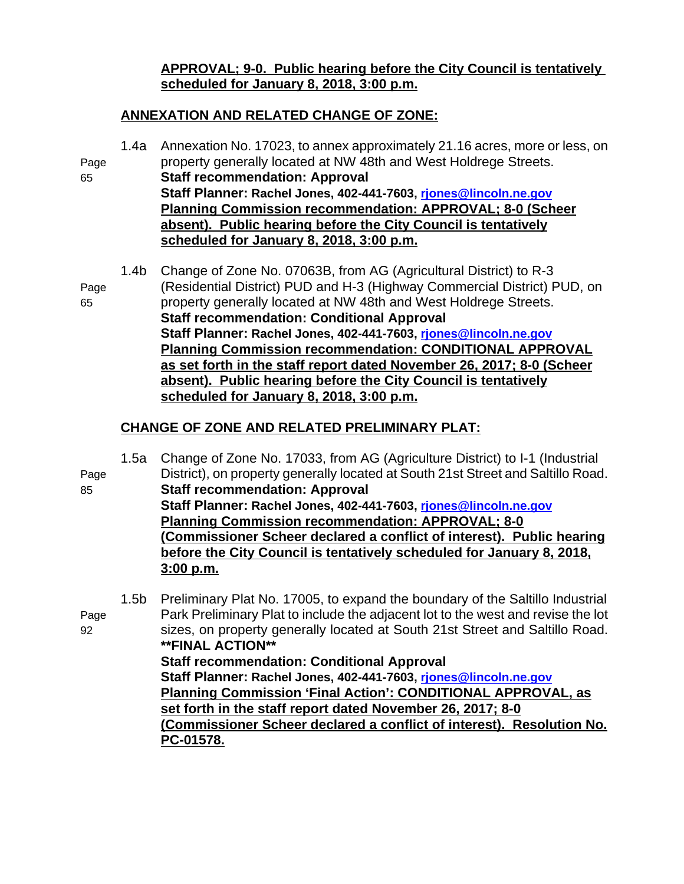**APPROVAL; 9-0. Public hearing before the City Council is tentatively scheduled for January 8, 2018, 3:00 p.m.**

**ANNEXATION AND RELATED CHANGE OF ZONE:**

1.4a Annexation No. 17023, to annex approximately 21.16 acres, more or less, on property generally located at NW 48th and West Holdrege Streets. (Page 65)
**Staff recommendation: Approval**
**Staff Planner: Rachel Jones, 402-441-7603, rjones@lincoln.ne.gov**
**Planning Commission recommendation: APPROVAL; 8-0 (Scheer absent). Public hearing before the City Council is tentatively scheduled for January 8, 2018, 3:00 p.m.**

1.4b Change of Zone No. 07063B, from AG (Agricultural District) to R-3 (Residential District) PUD and H-3 (Highway Commercial District) PUD, on property generally located at NW 48th and West Holdrege Streets. (Page 65)
**Staff recommendation: Conditional Approval**
**Staff Planner: Rachel Jones, 402-441-7603, rjones@lincoln.ne.gov**
**Planning Commission recommendation: CONDITIONAL APPROVAL as set forth in the staff report dated November 26, 2017; 8-0 (Scheer absent). Public hearing before the City Council is tentatively scheduled for January 8, 2018, 3:00 p.m.**

**CHANGE OF ZONE AND RELATED PRELIMINARY PLAT:**

1.5a Change of Zone No. 17033, from AG (Agriculture District) to I-1 (Industrial District), on property generally located at South 21st Street and Saltillo Road. (Page 85)
**Staff recommendation: Approval**
**Staff Planner: Rachel Jones, 402-441-7603, rjones@lincoln.ne.gov**
**Planning Commission recommendation: APPROVAL; 8-0 (Commissioner Scheer declared a conflict of interest). Public hearing before the City Council is tentatively scheduled for January 8, 2018, 3:00 p.m.**

1.5b Preliminary Plat No. 17005, to expand the boundary of the Saltillo Industrial Park Preliminary Plat to include the adjacent lot to the west and revise the lot sizes, on property generally located at South 21st Street and Saltillo Road. (Page 92)
**\*\*FINAL ACTION\*\***
**Staff recommendation: Conditional Approval**
**Staff Planner: Rachel Jones, 402-441-7603, rjones@lincoln.ne.gov**
**Planning Commission 'Final Action': CONDITIONAL APPROVAL, as set forth in the staff report dated November 26, 2017; 8-0 (Commissioner Scheer declared a conflict of interest). Resolution No. PC-01578.**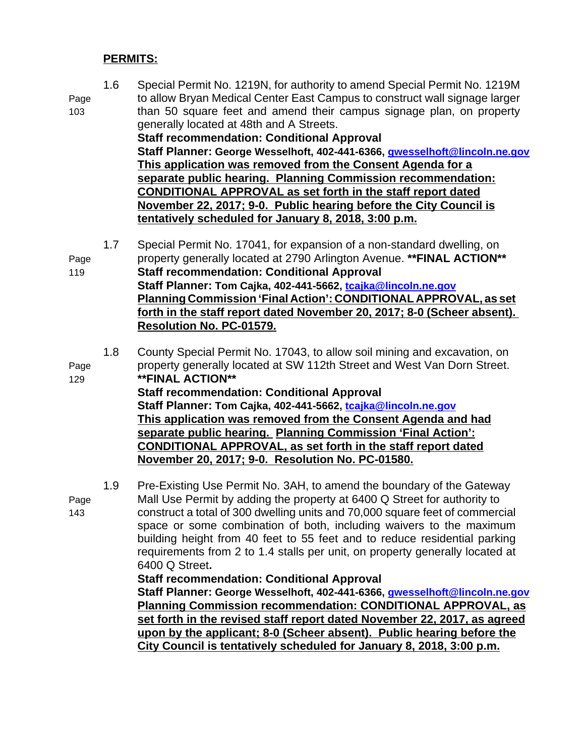**PERMITS:**

1.6 Special Permit No. 1219N, for authority to amend Special Permit No. 1219M to allow Bryan Medical Center East Campus to construct wall signage larger than 50 square feet and amend their campus signage plan, on property generally located at 48th and A Streets.

Page 103

**Staff recommendation: Conditional Approval**
**Staff Planner: George Wesselhoft, 402-441-6366, gwesselhoft@lincoln.ne.gov**
**This application was removed from the Consent Agenda for a separate public hearing. Planning Commission recommendation: CONDITIONAL APPROVAL as set forth in the staff report dated November 22, 2017; 9-0. Public hearing before the City Council is tentatively scheduled for January 8, 2018, 3:00 p.m.**

1.7 Special Permit No. 17041, for expansion of a non-standard dwelling, on property generally located at 2790 Arlington Avenue. **\*\*FINAL ACTION\*\***

Page 119

**Staff recommendation: Conditional Approval**
**Staff Planner: Tom Cajka, 402-441-5662, tcajka@lincoln.ne.gov**
**Planning Commission 'Final Action': CONDITIONAL APPROVAL, as set forth in the staff report dated November 20, 2017; 8-0 (Scheer absent). Resolution No. PC-01579.**

1.8 County Special Permit No. 17043, to allow soil mining and excavation, on property generally located at SW 112th Street and West Van Dorn Street. **\*\*FINAL ACTION\*\***

Page 129

**Staff recommendation: Conditional Approval**
**Staff Planner: Tom Cajka, 402-441-5662, tcajka@lincoln.ne.gov**
**This application was removed from the Consent Agenda and had separate public hearing. Planning Commission 'Final Action': CONDITIONAL APPROVAL, as set forth in the staff report dated November 20, 2017; 9-0. Resolution No. PC-01580.**

1.9 Pre-Existing Use Permit No. 3AH, to amend the boundary of the Gateway Mall Use Permit by adding the property at 6400 Q Street for authority to construct a total of 300 dwelling units and 70,000 square feet of commercial space or some combination of both, including waivers to the maximum building height from 40 feet to 55 feet and to reduce residential parking requirements from 2 to 1.4 stalls per unit, on property generally located at 6400 Q Street.

Page 143

**Staff recommendation: Conditional Approval**
**Staff Planner: George Wesselhoft, 402-441-6366, gwesselhoft@lincoln.ne.gov**
**Planning Commission recommendation: CONDITIONAL APPROVAL, as set forth in the revised staff report dated November 22, 2017, as agreed upon by the applicant; 8-0 (Scheer absent). Public hearing before the City Council is tentatively scheduled for January 8, 2018, 3:00 p.m.**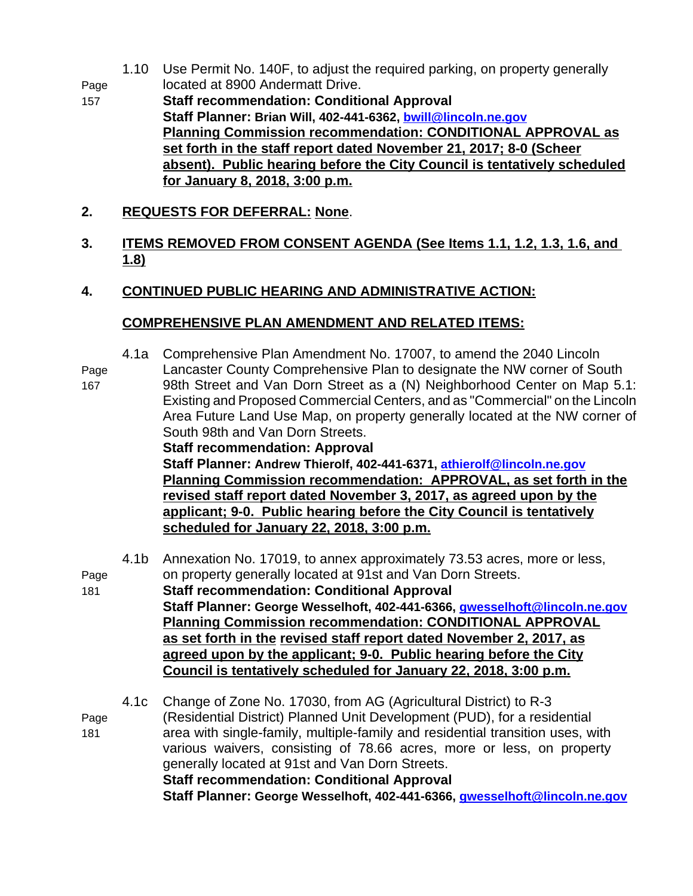1.10 Use Permit No. 140F, to adjust the required parking, on property generally located at 8900 Andermatt Drive.
Page 157
**Staff recommendation: Conditional Approval**
**Staff Planner: Brian Will, 402-441-6362, bwill@lincoln.ne.gov**
**Planning Commission recommendation: CONDITIONAL APPROVAL as set forth in the staff report dated November 21, 2017; 8-0 (Scheer absent). Public hearing before the City Council is tentatively scheduled for January 8, 2018, 3:00 p.m.**

**2. REQUESTS FOR DEFERRAL: None.**

**3. ITEMS REMOVED FROM CONSENT AGENDA (See Items 1.1, 1.2, 1.3, 1.6, and 1.8)**

**4. CONTINUED PUBLIC HEARING AND ADMINISTRATIVE ACTION:**

**COMPREHENSIVE PLAN AMENDMENT AND RELATED ITEMS:**

4.1a Comprehensive Plan Amendment No. 17007, to amend the 2040 Lincoln Lancaster County Comprehensive Plan to designate the NW corner of South 98th Street and Van Dorn Street as a (N) Neighborhood Center on Map 5.1: Existing and Proposed Commercial Centers, and as "Commercial" on the Lincoln Area Future Land Use Map, on property generally located at the NW corner of South 98th and Van Dorn Streets.
Page 167
**Staff recommendation: Approval**
**Staff Planner: Andrew Thierolf, 402-441-6371, athierolf@lincoln.ne.gov**
**Planning Commission recommendation: APPROVAL, as set forth in the revised staff report dated November 3, 2017, as agreed upon by the applicant; 9-0. Public hearing before the City Council is tentatively scheduled for January 22, 2018, 3:00 p.m.**

4.1b Annexation No. 17019, to annex approximately 73.53 acres, more or less, on property generally located at 91st and Van Dorn Streets.
Page 181
**Staff recommendation: Conditional Approval**
**Staff Planner: George Wesselhoft, 402-441-6366, gwesselhoft@lincoln.ne.gov**
**Planning Commission recommendation: CONDITIONAL APPROVAL as set forth in the revised staff report dated November 2, 2017, as agreed upon by the applicant; 9-0. Public hearing before the City Council is tentatively scheduled for January 22, 2018, 3:00 p.m.**

4.1c Change of Zone No. 17030, from AG (Agricultural District) to R-3 (Residential District) Planned Unit Development (PUD), for a residential area with single-family, multiple-family and residential transition uses, with various waivers, consisting of 78.66 acres, more or less, on property generally located at 91st and Van Dorn Streets.
Page 181
**Staff recommendation: Conditional Approval**
**Staff Planner: George Wesselhoft, 402-441-6366, gwesselhoft@lincoln.ne.gov**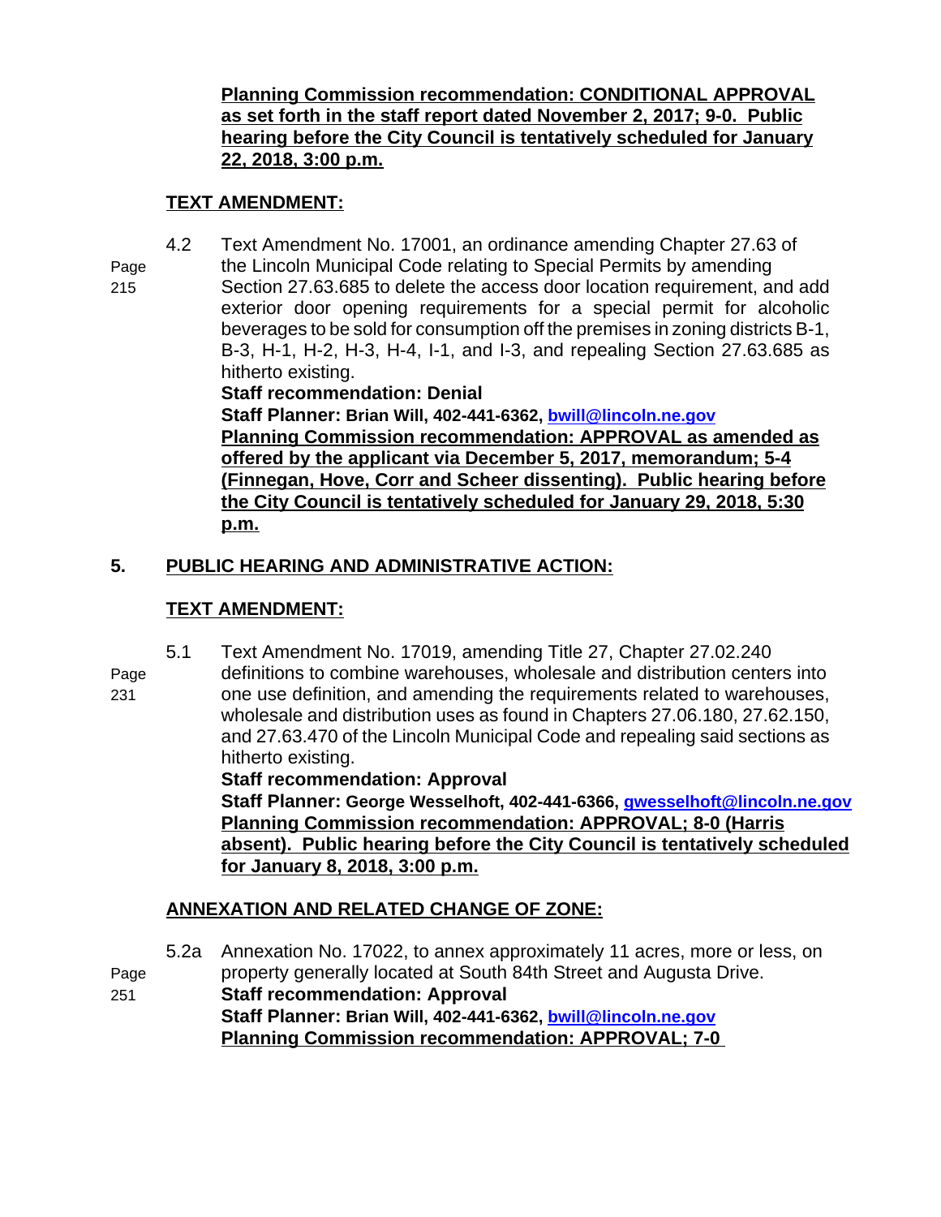**Planning Commission recommendation: CONDITIONAL APPROVAL as set forth in the staff report dated November 2, 2017; 9-0. Public hearing before the City Council is tentatively scheduled for January 22, 2018, 3:00 p.m.**

**TEXT AMENDMENT:**

4.2 Text Amendment No. 17001, an ordinance amending Chapter 27.63 of the Lincoln Municipal Code relating to Special Permits by amending Section 27.63.685 to delete the access door location requirement, and add exterior door opening requirements for a special permit for alcoholic beverages to be sold for consumption off the premises in zoning districts B-1, B-3, H-1, H-2, H-3, H-4, I-1, and I-3, and repealing Section 27.63.685 as hitherto existing.

Page 215

**Staff recommendation: Denial**
**Staff Planner: Brian Will, 402-441-6362, bwill@lincoln.ne.gov**
**Planning Commission recommendation: APPROVAL as amended as offered by the applicant via December 5, 2017, memorandum; 5-4 (Finnegan, Hove, Corr and Scheer dissenting). Public hearing before the City Council is tentatively scheduled for January 29, 2018, 5:30 p.m.**

## 5. PUBLIC HEARING AND ADMINISTRATIVE ACTION:

**TEXT AMENDMENT:**

5.1 Text Amendment No. 17019, amending Title 27, Chapter 27.02.240 definitions to combine warehouses, wholesale and distribution centers into one use definition, and amending the requirements related to warehouses, wholesale and distribution uses as found in Chapters 27.06.180, 27.62.150, and 27.63.470 of the Lincoln Municipal Code and repealing said sections as hitherto existing.

Page 231

**Staff recommendation: Approval**
**Staff Planner: George Wesselhoft, 402-441-6366, gwesselhoft@lincoln.ne.gov**
**Planning Commission recommendation: APPROVAL; 8-0 (Harris absent). Public hearing before the City Council is tentatively scheduled for January 8, 2018, 3:00 p.m.**

**ANNEXATION AND RELATED CHANGE OF ZONE:**

5.2a Annexation No. 17022, to annex approximately 11 acres, more or less, on property generally located at South 84th Street and Augusta Drive.

Page 251

**Staff recommendation: Approval**
**Staff Planner: Brian Will, 402-441-6362, bwill@lincoln.ne.gov**
**Planning Commission recommendation: APPROVAL; 7-0**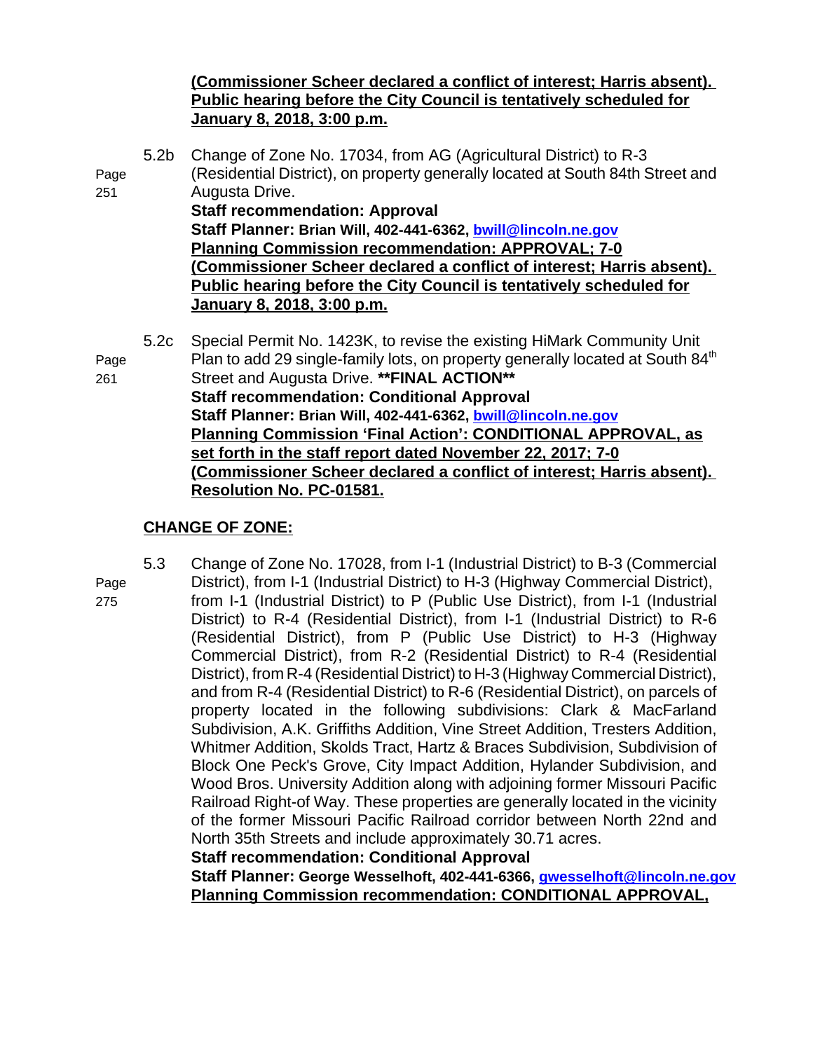**(Commissioner Scheer declared a conflict of interest; Harris absent). Public hearing before the City Council is tentatively scheduled for January 8, 2018, 3:00 p.m.**

5.2b Change of Zone No. 17034, from AG (Agricultural District) to R-3 (Residential District), on property generally located at South 84th Street and Augusta Drive.
Page 251
**Staff recommendation: Approval**
**Staff Planner: Brian Will, 402-441-6362, bwill@lincoln.ne.gov**
**Planning Commission recommendation: APPROVAL; 7-0 (Commissioner Scheer declared a conflict of interest; Harris absent). Public hearing before the City Council is tentatively scheduled for January 8, 2018, 3:00 p.m.**

5.2c Special Permit No. 1423K, to revise the existing HiMark Community Unit Plan to add 29 single-family lots, on property generally located at South 84th Street and Augusta Drive. **\*\*FINAL ACTION\*\***
Page 261
**Staff recommendation: Conditional Approval**
**Staff Planner: Brian Will, 402-441-6362, bwill@lincoln.ne.gov**
**Planning Commission 'Final Action': CONDITIONAL APPROVAL, as set forth in the staff report dated November 22, 2017; 7-0 (Commissioner Scheer declared a conflict of interest; Harris absent). Resolution No. PC-01581.**

## CHANGE OF ZONE:

5.3 Change of Zone No. 17028, from I-1 (Industrial District) to B-3 (Commercial District), from I-1 (Industrial District) to H-3 (Highway Commercial District), from I-1 (Industrial District) to P (Public Use District), from I-1 (Industrial District) to R-4 (Residential District), from I-1 (Industrial District) to R-6 (Residential District), from P (Public Use District) to H-3 (Highway Commercial District), from R-2 (Residential District) to R-4 (Residential District), from R-4 (Residential District) to H-3 (Highway Commercial District), and from R-4 (Residential District) to R-6 (Residential District), on parcels of property located in the following subdivisions: Clark & MacFarland Subdivision, A.K. Griffiths Addition, Vine Street Addition, Tresters Addition, Whitmer Addition, Skolds Tract, Hartz & Braces Subdivision, Subdivision of Block One Peck's Grove, City Impact Addition, Hylander Subdivision, and Wood Bros. University Addition along with adjoining former Missouri Pacific Railroad Right-of Way. These properties are generally located in the vicinity of the former Missouri Pacific Railroad corridor between North 22nd and North 35th Streets and include approximately 30.71 acres.
Page 275
**Staff recommendation: Conditional Approval**
**Staff Planner: George Wesselhoft, 402-441-6366, gwesselhoft@lincoln.ne.gov**
**Planning Commission recommendation: CONDITIONAL APPROVAL,**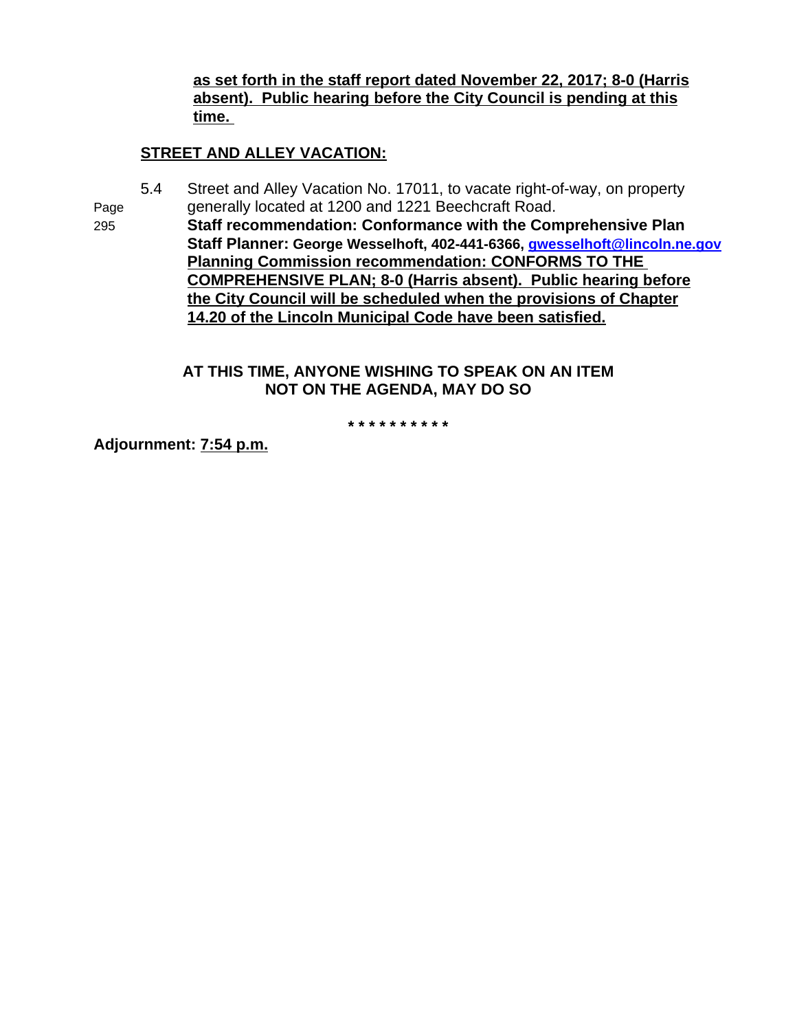**as set forth in the staff report dated November 22, 2017; 8-0 (Harris absent). Public hearing before the City Council is pending at this time.**

**STREET AND ALLEY VACATION:**

5.4 Street and Alley Vacation No. 17011, to vacate right-of-way, on property generally located at 1200 and 1221 Beechcraft Road.
Page 295
**Staff recommendation: Conformance with the Comprehensive Plan**
**Staff Planner: George Wesselhoft, 402-441-6366, gwesselhoft@lincoln.ne.gov**
**Planning Commission recommendation: CONFORMS TO THE COMPREHENSIVE PLAN; 8-0 (Harris absent). Public hearing before the City Council will be scheduled when the provisions of Chapter 14.20 of the Lincoln Municipal Code have been satisfied.**

**AT THIS TIME, ANYONE WISHING TO SPEAK ON AN ITEM NOT ON THE AGENDA, MAY DO SO**

\* \* \* \* \* \* \* \* \* \*

**Adjournment: 7:54 p.m.**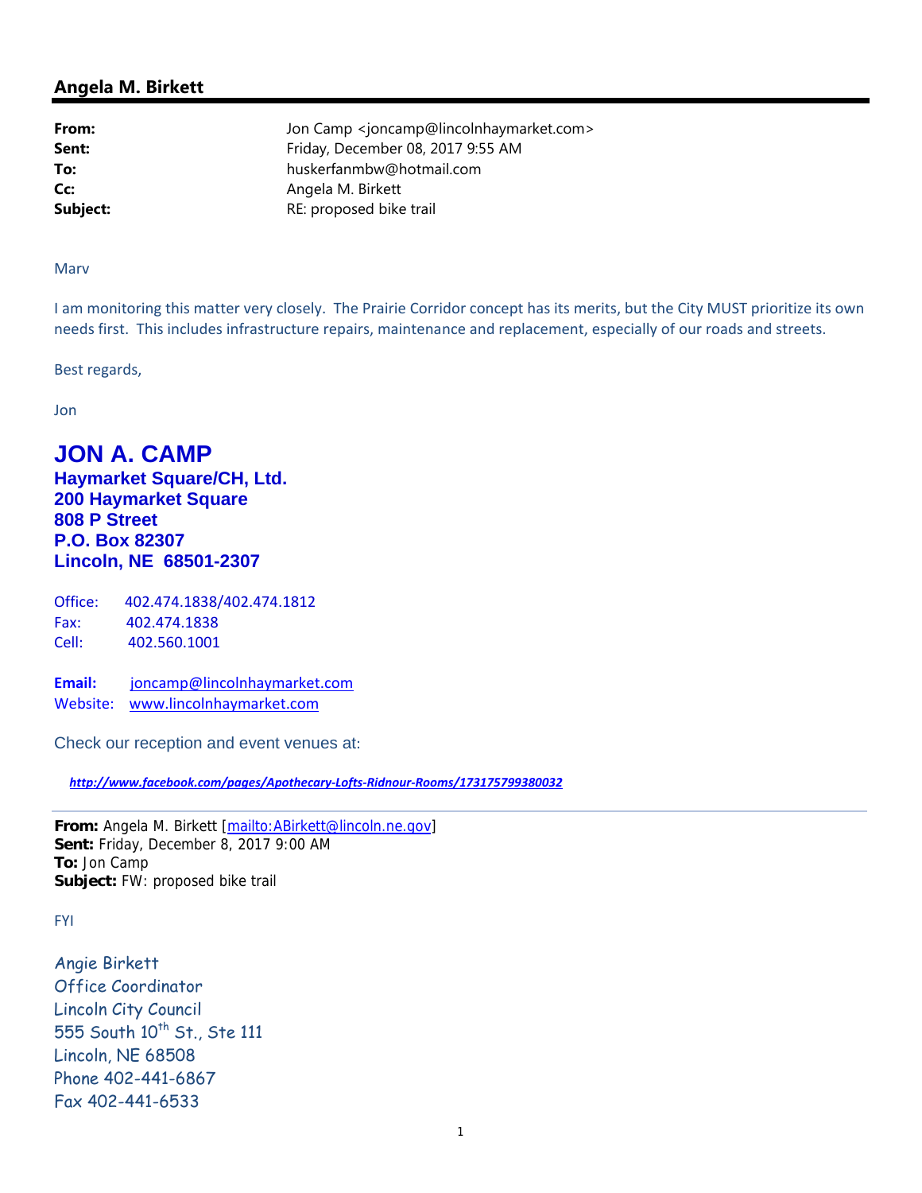## Angela M. Birkett

| | |
|---|---|
| **From:** | Jon Camp <joncamp@lincolnhaymarket.com> |
| **Sent:** | Friday, December 08, 2017 9:55 AM |
| **To:** | huskerfanmbw@hotmail.com |
| **Cc:** | Angela M. Birkett |
| **Subject:** | RE: proposed bike trail |

Marv

I am monitoring this matter very closely. The Prairie Corridor concept has its merits, but the City MUST prioritize its own needs first. This includes infrastructure repairs, maintenance and replacement, especially of our roads and streets.

Best regards,

Jon

**JON A. CAMP**
**Haymarket Square/CH, Ltd.**
**200 Haymarket Square**
**808 P Street**
**P.O. Box 82307**
**Lincoln, NE 68501-2307**

Office: 402.474.1838/402.474.1812
Fax: 402.474.1838
Cell: 402.560.1001

**Email:** joncamp@lincolnhaymarket.com
Website: www.lincolnhaymarket.com

Check our reception and event venues at:

***http://www.facebook.com/pages/Apothecary-Lofts-Ridnour-Rooms/173175799380032***

---

**From:** Angela M. Birkett [mailto:ABirkett@lincoln.ne.gov]
**Sent:** Friday, December 8, 2017 9:00 AM
**To:** Jon Camp
**Subject:** FW: proposed bike trail

FYI

Angie Birkett
Office Coordinator
Lincoln City Council
555 South 10th St., Ste 111
Lincoln, NE 68508
Phone 402-441-6867
Fax 402-441-6533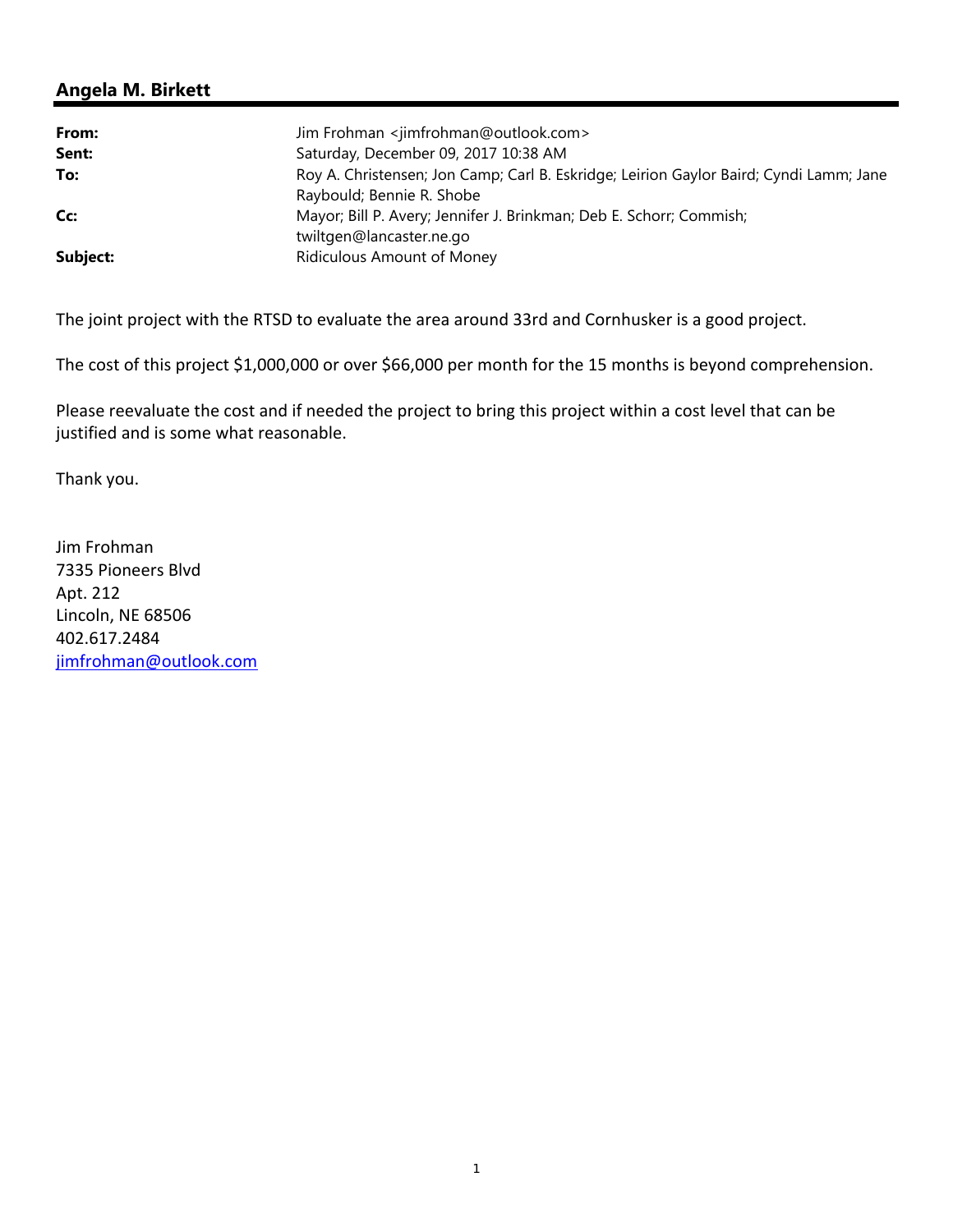## Angela M. Birkett

| | |
|---|---|
| **From:** | Jim Frohman <jimfrohman@outlook.com> |
| **Sent:** | Saturday, December 09, 2017 10:38 AM |
| **To:** | Roy A. Christensen; Jon Camp; Carl B. Eskridge; Leirion Gaylor Baird; Cyndi Lamm; Jane Raybould; Bennie R. Shobe |
| **Cc:** | Mayor; Bill P. Avery; Jennifer J. Brinkman; Deb E. Schorr; Commish; twiltgen@lancaster.ne.go |
| **Subject:** | Ridiculous Amount of Money |

The joint project with the RTSD to evaluate the area around 33rd and Cornhusker is a good project.

The cost of this project $1,000,000 or over $66,000 per month for the 15 months is beyond comprehension.

Please reevaluate the cost and if needed the project to bring this project within a cost level that can be justified and is some what reasonable.

Thank you.

Jim Frohman
7335 Pioneers Blvd
Apt. 212
Lincoln, NE 68506
402.617.2484
jimfrohman@outlook.com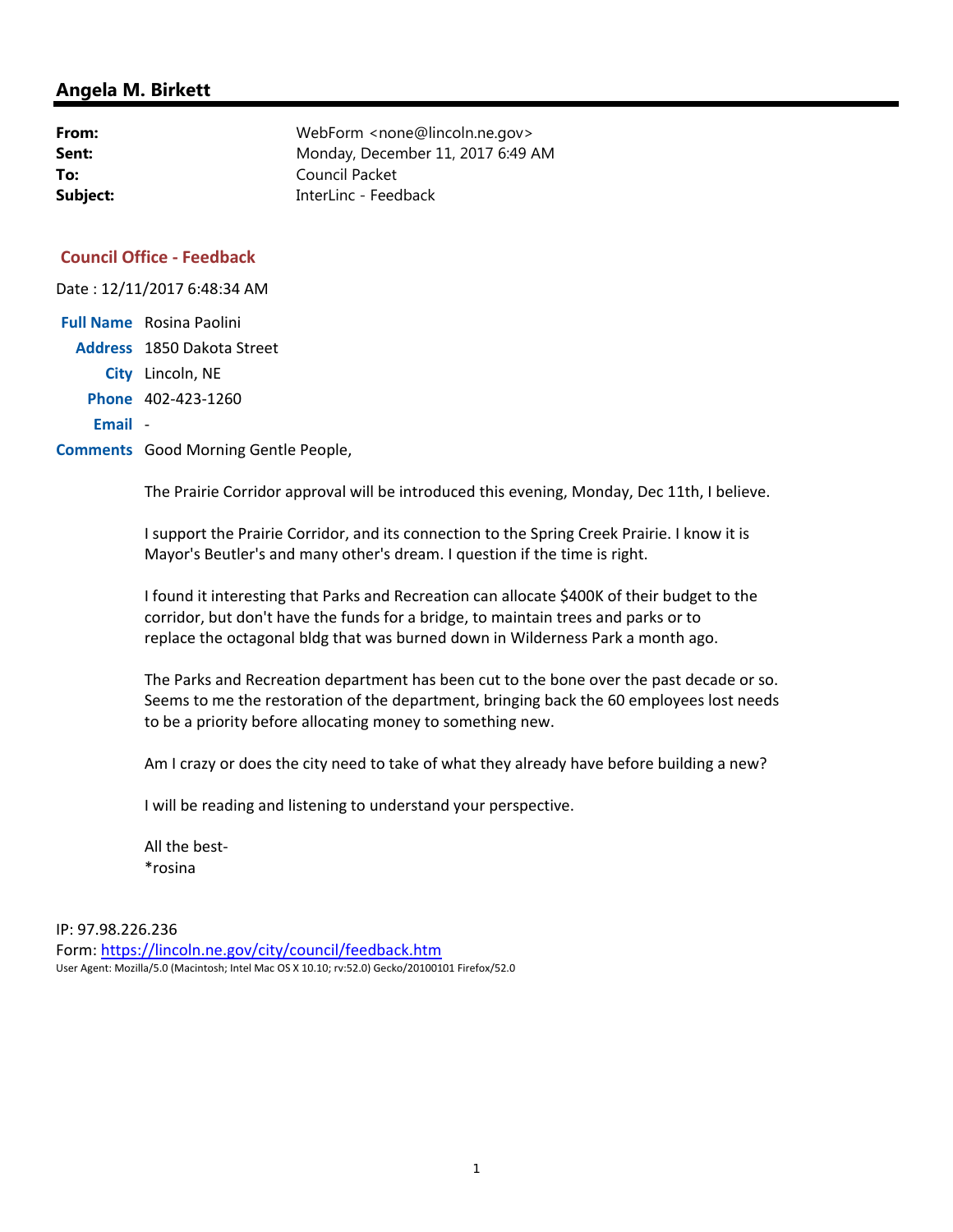## Angela M. Birkett

| | |
|---|---|
| **From:** | WebForm <none@lincoln.ne.gov> |
| **Sent:** | Monday, December 11, 2017 6:49 AM |
| **To:** | Council Packet |
| **Subject:** | InterLinc - Feedback |

### Council Office - Feedback

Date : 12/11/2017 6:48:34 AM

**Full Name** Rosina Paolini

**Address** 1850 Dakota Street

**City** Lincoln, NE

**Phone** 402-423-1260

**Email** -

**Comments** Good Morning Gentle People,

The Prairie Corridor approval will be introduced this evening, Monday, Dec 11th, I believe.

I support the Prairie Corridor, and its connection to the Spring Creek Prairie. I know it is Mayor's Beutler's and many other's dream. I question if the time is right.

I found it interesting that Parks and Recreation can allocate $400K of their budget to the corridor, but don't have the funds for a bridge, to maintain trees and parks or to replace the octagonal bldg that was burned down in Wilderness Park a month ago.

The Parks and Recreation department has been cut to the bone over the past decade or so. Seems to me the restoration of the department, bringing back the 60 employees lost needs to be a priority before allocating money to something new.

Am I crazy or does the city need to take of what they already have before building a new?

I will be reading and listening to understand your perspective.

All the best-
*rosina

IP: 97.98.226.236
Form: [https://lincoln.ne.gov/city/council/feedback.htm](https://lincoln.ne.gov/city/council/feedback.htm)
User Agent: Mozilla/5.0 (Macintosh; Intel Mac OS X 10.10; rv:52.0) Gecko/20100101 Firefox/52.0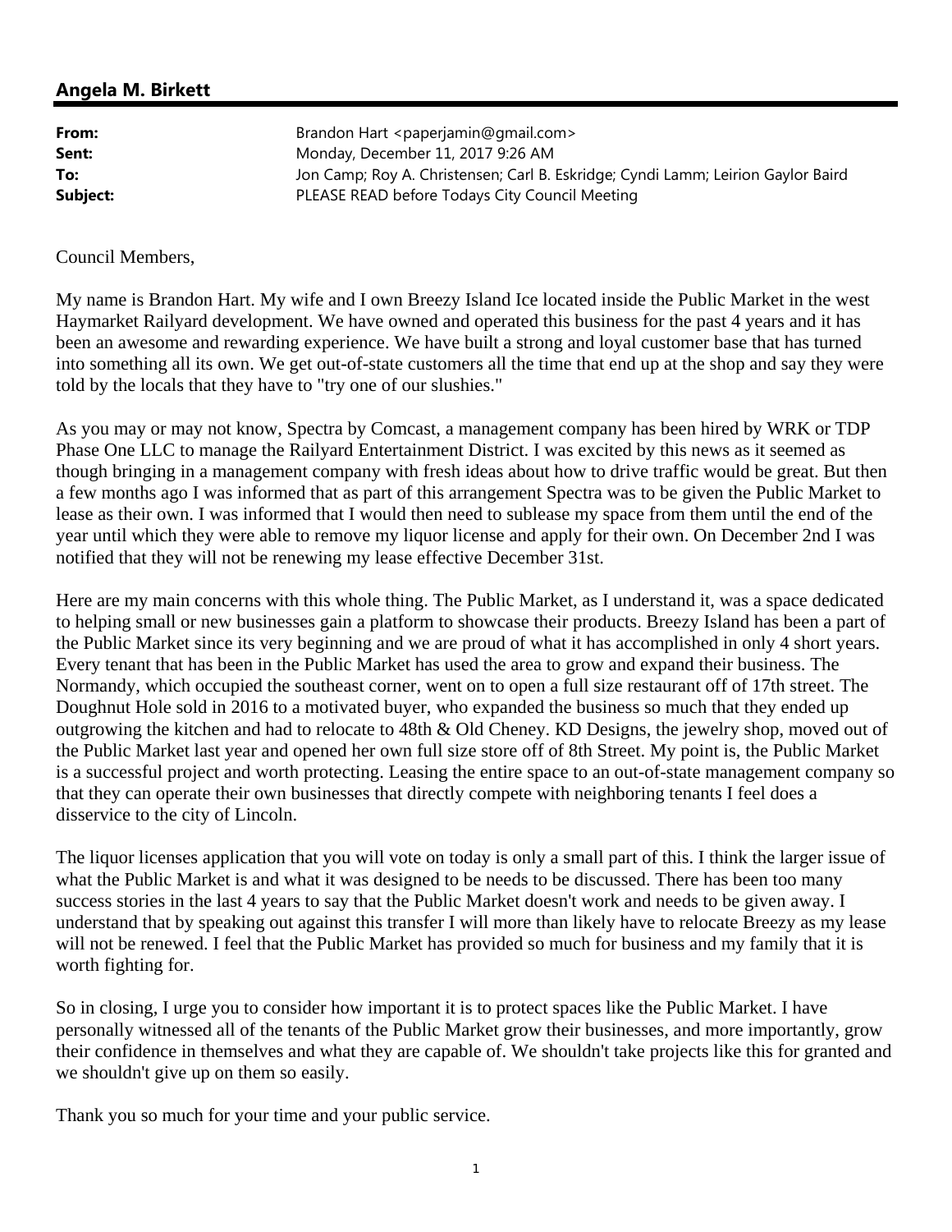## Angela M. Birkett

|  |  |
|---|---|
| **From:** | Brandon Hart <paperjamin@gmail.com> |
| **Sent:** | Monday, December 11, 2017 9:26 AM |
| **To:** | Jon Camp; Roy A. Christensen; Carl B. Eskridge; Cyndi Lamm; Leirion Gaylor Baird |
| **Subject:** | PLEASE READ before Todays City Council Meeting |

Council Members,

My name is Brandon Hart. My wife and I own Breezy Island Ice located inside the Public Market in the west Haymarket Railyard development. We have owned and operated this business for the past 4 years and it has been an awesome and rewarding experience. We have built a strong and loyal customer base that has turned into something all its own. We get out-of-state customers all the time that end up at the shop and say they were told by the locals that they have to "try one of our slushies."

As you may or may not know, Spectra by Comcast, a management company has been hired by WRK or TDP Phase One LLC to manage the Railyard Entertainment District. I was excited by this news as it seemed as though bringing in a management company with fresh ideas about how to drive traffic would be great. But then a few months ago I was informed that as part of this arrangement Spectra was to be given the Public Market to lease as their own. I was informed that I would then need to sublease my space from them until the end of the year until which they were able to remove my liquor license and apply for their own. On December 2nd I was notified that they will not be renewing my lease effective December 31st.

Here are my main concerns with this whole thing. The Public Market, as I understand it, was a space dedicated to helping small or new businesses gain a platform to showcase their products. Breezy Island has been a part of the Public Market since its very beginning and we are proud of what it has accomplished in only 4 short years. Every tenant that has been in the Public Market has used the area to grow and expand their business. The Normandy, which occupied the southeast corner, went on to open a full size restaurant off of 17th street. The Doughnut Hole sold in 2016 to a motivated buyer, who expanded the business so much that they ended up outgrowing the kitchen and had to relocate to 48th & Old Cheney. KD Designs, the jewelry shop, moved out of the Public Market last year and opened her own full size store off of 8th Street. My point is, the Public Market is a successful project and worth protecting. Leasing the entire space to an out-of-state management company so that they can operate their own businesses that directly compete with neighboring tenants I feel does a disservice to the city of Lincoln.

The liquor licenses application that you will vote on today is only a small part of this. I think the larger issue of what the Public Market is and what it was designed to be needs to be discussed. There has been too many success stories in the last 4 years to say that the Public Market doesn't work and needs to be given away. I understand that by speaking out against this transfer I will more than likely have to relocate Breezy as my lease will not be renewed. I feel that the Public Market has provided so much for business and my family that it is worth fighting for.

So in closing, I urge you to consider how important it is to protect spaces like the Public Market. I have personally witnessed all of the tenants of the Public Market grow their businesses, and more importantly, grow their confidence in themselves and what they are capable of. We shouldn't take projects like this for granted and we shouldn't give up on them so easily.

Thank you so much for your time and your public service.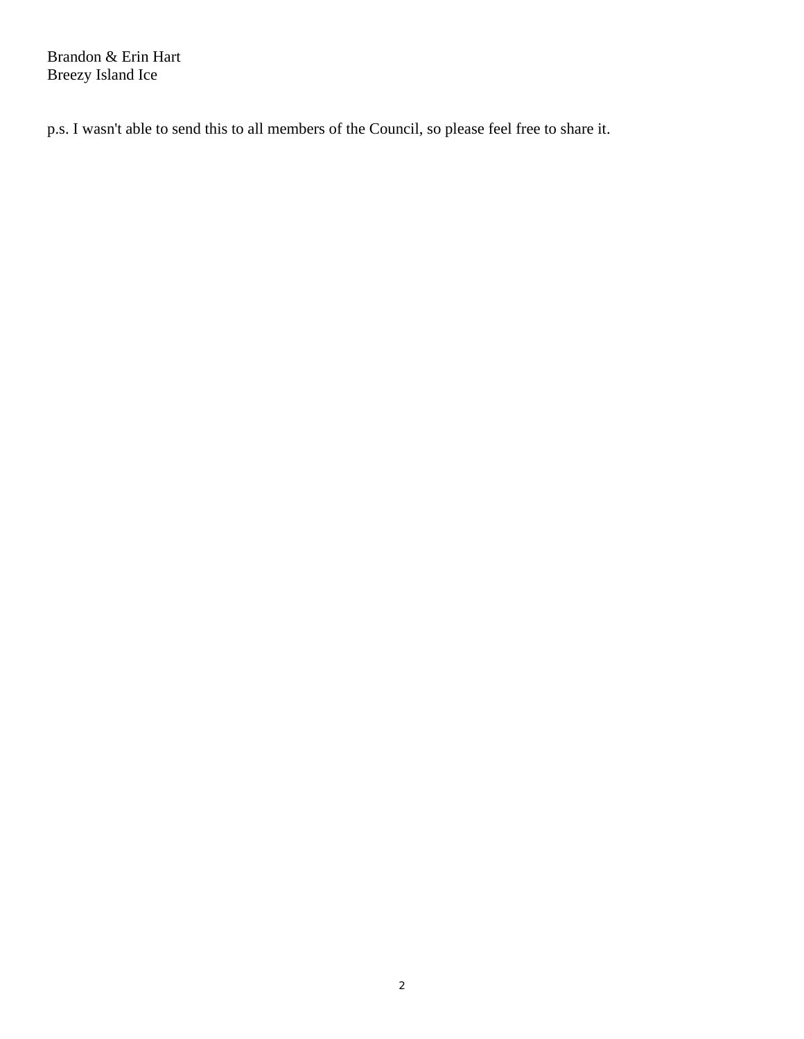Brandon & Erin Hart
Breezy Island Ice

p.s. I wasn't able to send this to all members of the Council, so please feel free to share it.